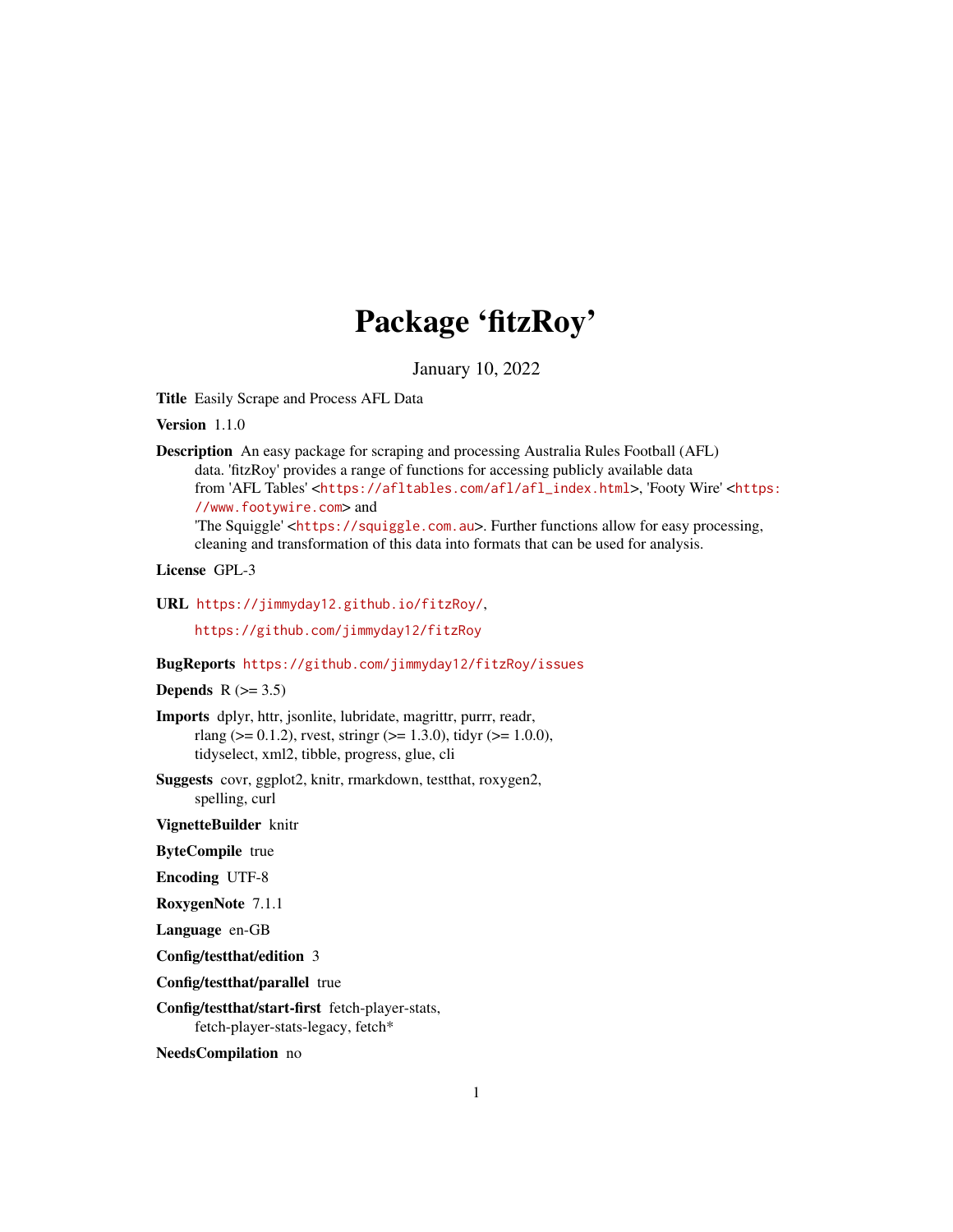# Package 'fitzRoy'

January 10, 2022

**Title** Easily Scrape and Process AFL Data

**Version** 1.1.0

**Description** An easy package for scraping and processing Australia Rules Football (AFL) data. 'fitzRoy' provides a range of functions for accessing publicly available data from 'AFL Tables' <https://afltables.com/afl/afl_index.html>, 'Footy Wire' <https://www.footywire.com> and 'The Squiggle' <https://squiggle.com.au>. Further functions allow for easy processing, cleaning and transformation of this data into formats that can be used for analysis.

**License** GPL-3

**URL** https://jimmyday12.github.io/fitzRoy/,

https://github.com/jimmyday12/fitzRoy

**BugReports** https://github.com/jimmyday12/fitzRoy/issues

**Depends** R (>= 3.5)

**Imports** dplyr, httr, jsonlite, lubridate, magrittr, purrr, readr, rlang (>= 0.1.2), rvest, stringr (>= 1.3.0), tidyr (>= 1.0.0), tidyselect, xml2, tibble, progress, glue, cli

**Suggests** covr, ggplot2, knitr, rmarkdown, testthat, roxygen2, spelling, curl

**VignetteBuilder** knitr

**ByteCompile** true

**Encoding** UTF-8

**RoxygenNote** 7.1.1

**Language** en-GB

**Config/testthat/edition** 3

**Config/testthat/parallel** true

**Config/testthat/start-first** fetch-player-stats, fetch-player-stats-legacy, fetch*

**NeedsCompilation** no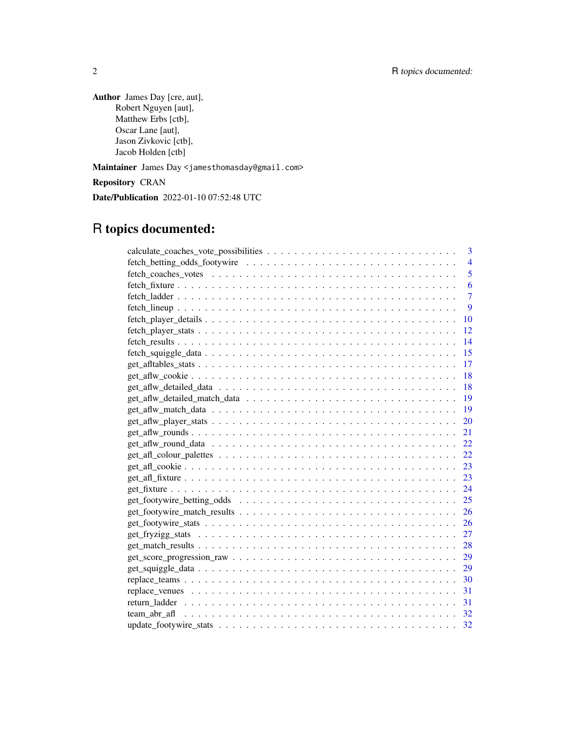**Author** James Day [cre, aut],
Robert Nguyen [aut],
Matthew Erbs [ctb],
Oscar Lane [aut],
Jason Zivkovic [ctb],
Jacob Holden [ctb]

**Maintainer** James Day <jamesthomasday@gmail.com>

**Repository** CRAN

**Date/Publication** 2022-01-10 07:52:48 UTC

# R topics documented:

- calculate_coaches_vote_possibilities . . . . . 3
- fetch_betting_odds_footywire . . . . . 4
- fetch_coaches_votes . . . . . 5
- fetch_fixture . . . . . 6
- fetch_ladder . . . . . 7
- fetch_lineup . . . . . 9
- fetch_player_details . . . . . 10
- fetch_player_stats . . . . . 12
- fetch_results . . . . . 14
- fetch_squiggle_data . . . . . 15
- get_afltables_stats . . . . . 17
- get_aflw_cookie . . . . . 18
- get_aflw_detailed_data . . . . . 18
- get_aflw_detailed_match_data . . . . . 19
- get_aflw_match_data . . . . . 19
- get_aflw_player_stats . . . . . 20
- get_aflw_rounds . . . . . 21
- get_aflw_round_data . . . . . 22
- get_afl_colour_palettes . . . . . 22
- get_afl_cookie . . . . . 23
- get_afl_fixture . . . . . 23
- get_fixture . . . . . 24
- get_footywire_betting_odds . . . . . 25
- get_footywire_match_results . . . . . 26
- get_footywire_stats . . . . . 26
- get_fryzigg_stats . . . . . 27
- get_match_results . . . . . 28
- get_score_progression_raw . . . . . 29
- get_squiggle_data . . . . . 29
- replace_teams . . . . . 30
- replace_venues . . . . . 31
- return_ladder . . . . . 31
- team_abr_afl . . . . . 32
- update_footywire_stats . . . . . 32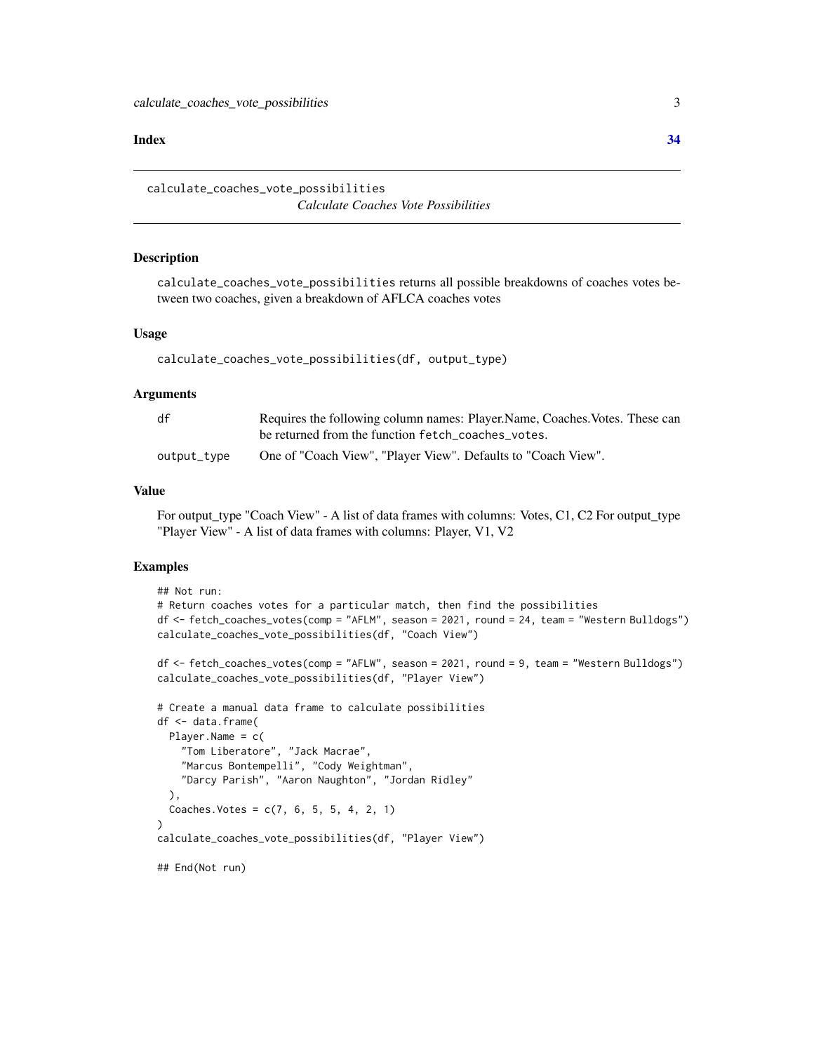Index 34

## calculate_coaches_vote_possibilities

*Calculate Coaches Vote Possibilities*

### Description

calculate_coaches_vote_possibilities returns all possible breakdowns of coaches votes between two coaches, given a breakdown of AFLCA coaches votes

### Usage

```
calculate_coaches_vote_possibilities(df, output_type)
```

### Arguments

| | |
|---|---|
| df | Requires the following column names: Player.Name, Coaches.Votes. These can be returned from the function fetch_coaches_votes. |
| output_type | One of "Coach View", "Player View". Defaults to "Coach View". |

### Value

For output_type "Coach View" - A list of data frames with columns: Votes, C1, C2 For output_type "Player View" - A list of data frames with columns: Player, V1, V2

### Examples

```
## Not run:
# Return coaches votes for a particular match, then find the possibilities
df <- fetch_coaches_votes(comp = "AFLM", season = 2021, round = 24, team = "Western Bulldogs")
calculate_coaches_vote_possibilities(df, "Coach View")

df <- fetch_coaches_votes(comp = "AFLW", season = 2021, round = 9, team = "Western Bulldogs")
calculate_coaches_vote_possibilities(df, "Player View")

# Create a manual data frame to calculate possibilities
df <- data.frame(
  Player.Name = c(
    "Tom Liberatore", "Jack Macrae",
    "Marcus Bontempelli", "Cody Weightman",
    "Darcy Parish", "Aaron Naughton", "Jordan Ridley"
  ),
  Coaches.Votes = c(7, 6, 5, 5, 4, 2, 1)
)
calculate_coaches_vote_possibilities(df, "Player View")

## End(Not run)
```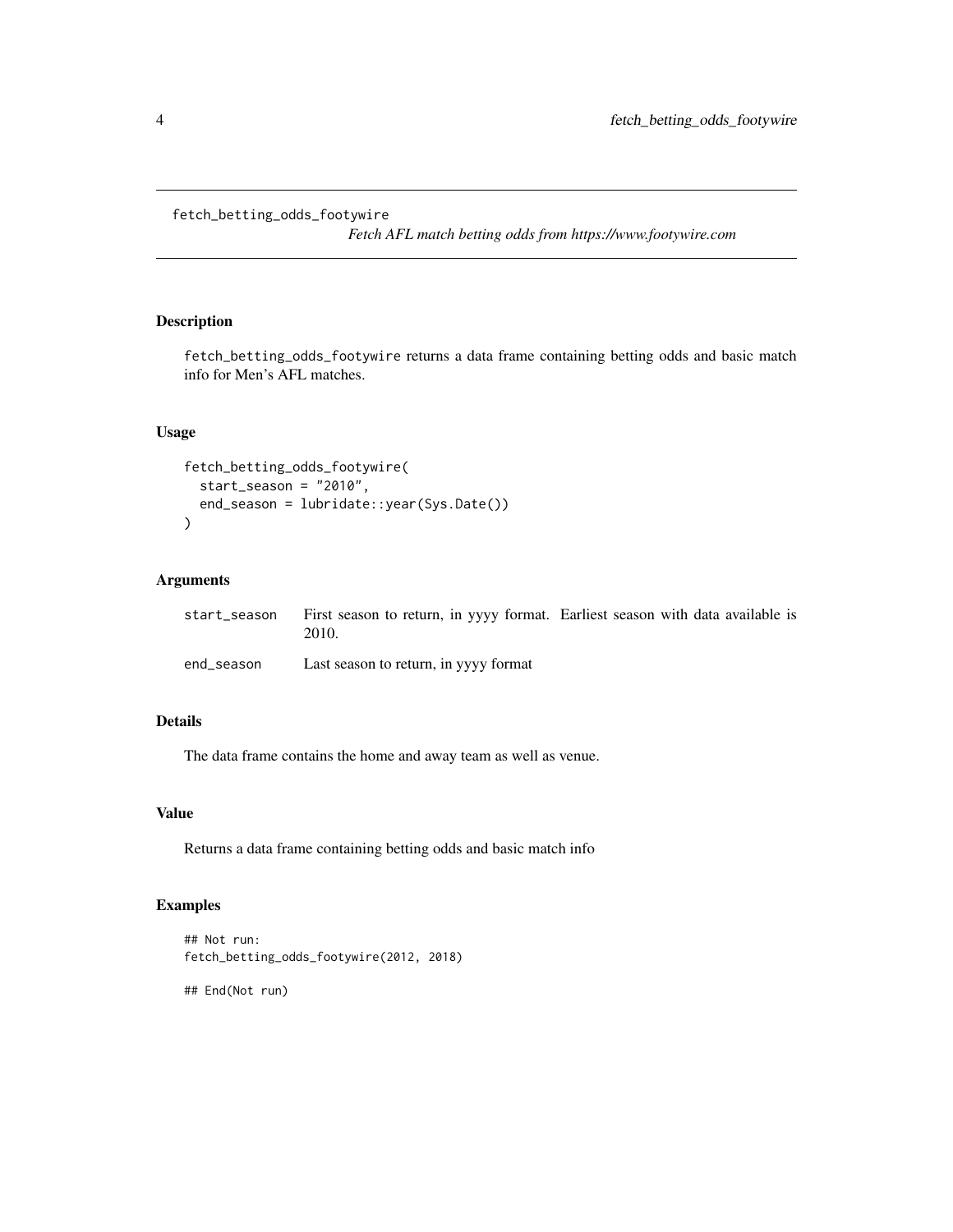`fetch_betting_odds_footywire` *Fetch AFL match betting odds from https://www.footywire.com*

## Description

`fetch_betting_odds_footywire` returns a data frame containing betting odds and basic match info for Men's AFL matches.

## Usage

```
fetch_betting_odds_footywire(
  start_season = "2010",
  end_season = lubridate::year(Sys.Date())
)
```

## Arguments

| | |
|---|---|
| `start_season` | First season to return, in yyyy format. Earliest season with data available is 2010. |
| `end_season` | Last season to return, in yyyy format |

## Details

The data frame contains the home and away team as well as venue.

## Value

Returns a data frame containing betting odds and basic match info

## Examples

```
## Not run:
fetch_betting_odds_footywire(2012, 2018)

## End(Not run)
```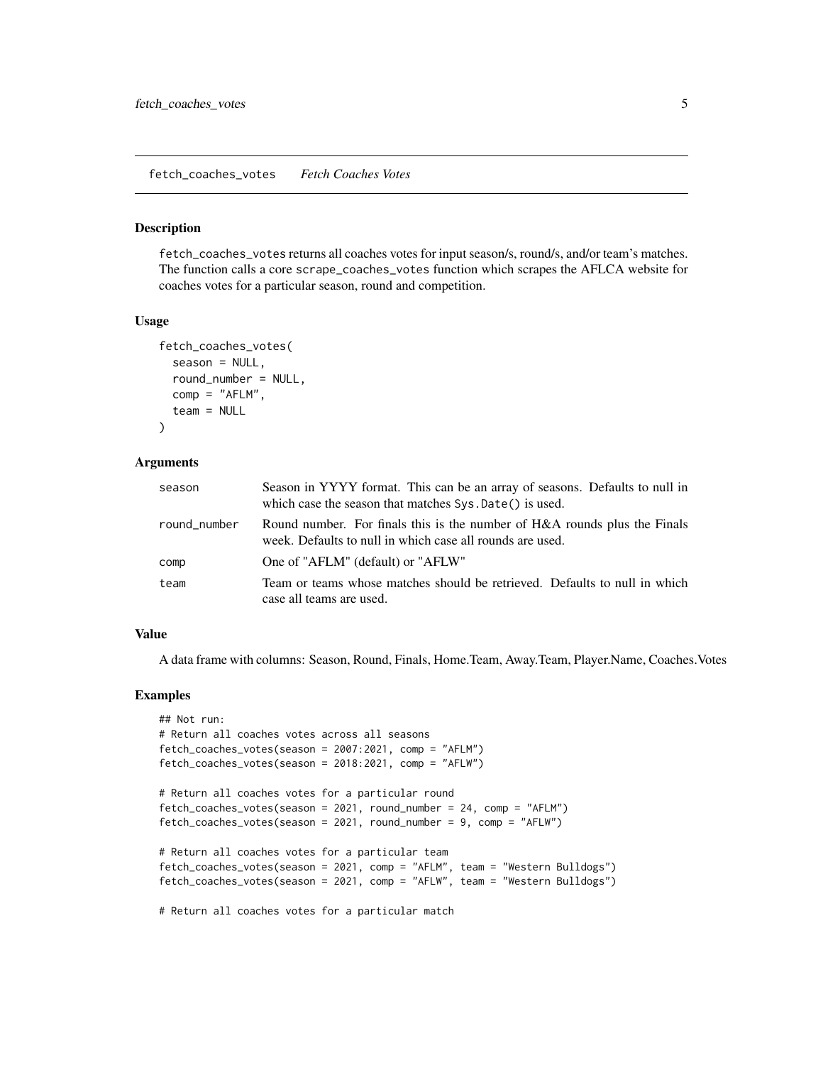## fetch_coaches_votes *Fetch Coaches Votes*

### Description

fetch_coaches_votes returns all coaches votes for input season/s, round/s, and/or team's matches. The function calls a core scrape_coaches_votes function which scrapes the AFLCA website for coaches votes for a particular season, round and competition.

### Usage

```
fetch_coaches_votes(
  season = NULL,
  round_number = NULL,
  comp = "AFLM",
  team = NULL
)
```

### Arguments

| | |
|---|---|
| season | Season in YYYY format. This can be an array of seasons. Defaults to null in which case the season that matches Sys.Date() is used. |
| round_number | Round number. For finals this is the number of H&A rounds plus the Finals week. Defaults to null in which case all rounds are used. |
| comp | One of "AFLM" (default) or "AFLW" |
| team | Team or teams whose matches should be retrieved. Defaults to null in which case all teams are used. |

### Value

A data frame with columns: Season, Round, Finals, Home.Team, Away.Team, Player.Name, Coaches.Votes

### Examples

```
## Not run:
# Return all coaches votes across all seasons
fetch_coaches_votes(season = 2007:2021, comp = "AFLM")
fetch_coaches_votes(season = 2018:2021, comp = "AFLW")

# Return all coaches votes for a particular round
fetch_coaches_votes(season = 2021, round_number = 24, comp = "AFLM")
fetch_coaches_votes(season = 2021, round_number = 9, comp = "AFLW")

# Return all coaches votes for a particular team
fetch_coaches_votes(season = 2021, comp = "AFLM", team = "Western Bulldogs")
fetch_coaches_votes(season = 2021, comp = "AFLW", team = "Western Bulldogs")

# Return all coaches votes for a particular match
```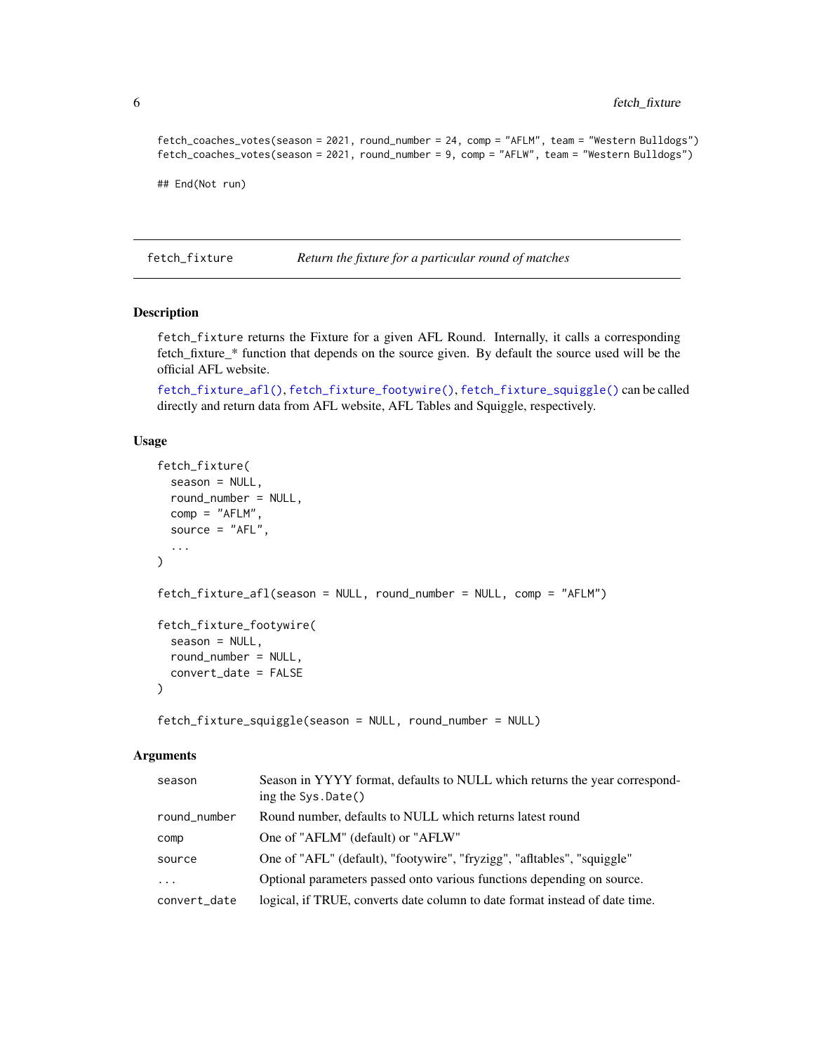```
fetch_coaches_votes(season = 2021, round_number = 24, comp = "AFLM", team = "Western Bulldogs")
fetch_coaches_votes(season = 2021, round_number = 9, comp = "AFLW", team = "Western Bulldogs")

## End(Not run)
```

## fetch_fixture — *Return the fixture for a particular round of matches*

### Description

fetch_fixture returns the Fixture for a given AFL Round. Internally, it calls a corresponding fetch_fixture_* function that depends on the source given. By default the source used will be the official AFL website.

fetch_fixture_afl(), fetch_fixture_footywire(), fetch_fixture_squiggle() can be called directly and return data from AFL website, AFL Tables and Squiggle, respectively.

### Usage

```
fetch_fixture(
  season = NULL,
  round_number = NULL,
  comp = "AFLM",
  source = "AFL",
  ...
)

fetch_fixture_afl(season = NULL, round_number = NULL, comp = "AFLM")

fetch_fixture_footywire(
  season = NULL,
  round_number = NULL,
  convert_date = FALSE
)

fetch_fixture_squiggle(season = NULL, round_number = NULL)
```

### Arguments

| | |
|---|---|
| season | Season in YYYY format, defaults to NULL which returns the year corresponding the Sys.Date() |
| round_number | Round number, defaults to NULL which returns latest round |
| comp | One of "AFLM" (default) or "AFLW" |
| source | One of "AFL" (default), "footywire", "fryzigg", "afltables", "squiggle" |
| ... | Optional parameters passed onto various functions depending on source. |
| convert_date | logical, if TRUE, converts date column to date format instead of date time. |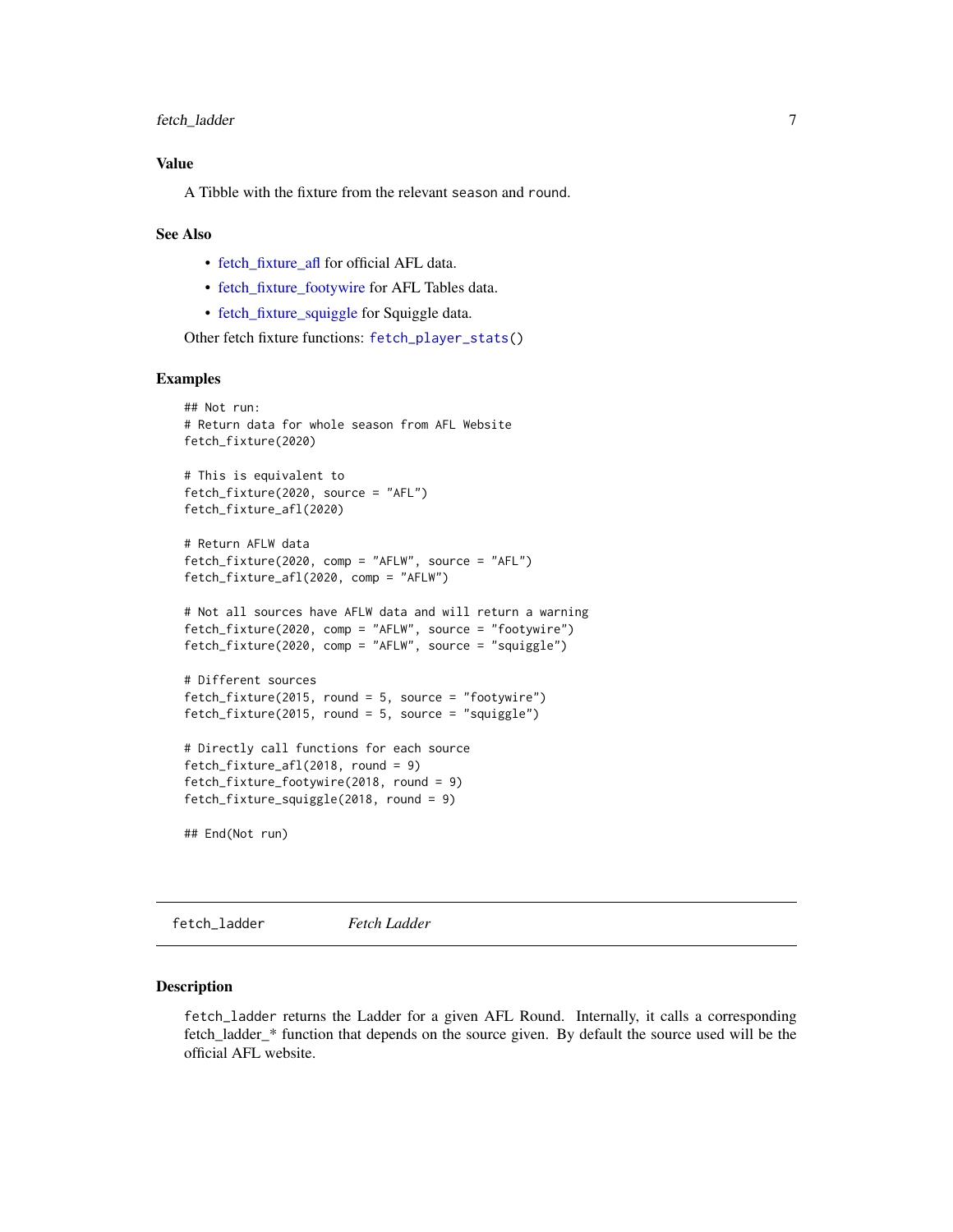## Value

A Tibble with the fixture from the relevant `season` and `round`.

## See Also

- fetch_fixture_afl for official AFL data.
- fetch_fixture_footywire for AFL Tables data.
- fetch_fixture_squiggle for Squiggle data.

Other fetch fixture functions: `fetch_player_stats()`

## Examples

```
## Not run:
# Return data for whole season from AFL Website
fetch_fixture(2020)

# This is equivalent to
fetch_fixture(2020, source = "AFL")
fetch_fixture_afl(2020)

# Return AFLW data
fetch_fixture(2020, comp = "AFLW", source = "AFL")
fetch_fixture_afl(2020, comp = "AFLW")

# Not all sources have AFLW data and will return a warning
fetch_fixture(2020, comp = "AFLW", source = "footywire")
fetch_fixture(2020, comp = "AFLW", source = "squiggle")

# Different sources
fetch_fixture(2015, round = 5, source = "footywire")
fetch_fixture(2015, round = 5, source = "squiggle")

# Directly call functions for each source
fetch_fixture_afl(2018, round = 9)
fetch_fixture_footywire(2018, round = 9)
fetch_fixture_squiggle(2018, round = 9)

## End(Not run)
```

---

# `fetch_ladder` *Fetch Ladder*

---

## Description

`fetch_ladder` returns the Ladder for a given AFL Round. Internally, it calls a corresponding fetch_ladder_* function that depends on the source given. By default the source used will be the official AFL website.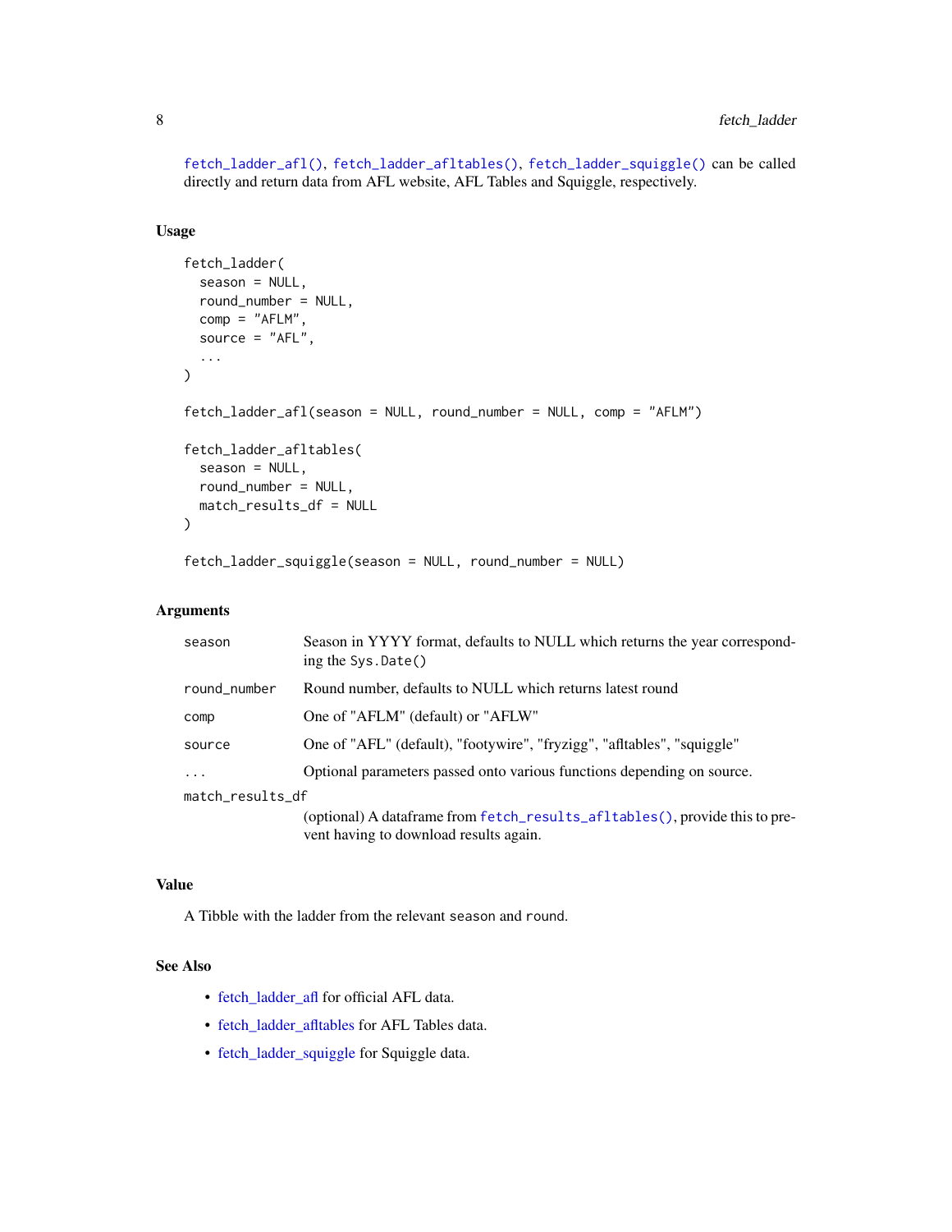`fetch_ladder_afl()`, `fetch_ladder_afltables()`, `fetch_ladder_squiggle()` can be called directly and return data from AFL website, AFL Tables and Squiggle, respectively.

### Usage

```
fetch_ladder(
  season = NULL,
  round_number = NULL,
  comp = "AFLM",
  source = "AFL",
  ...
)

fetch_ladder_afl(season = NULL, round_number = NULL, comp = "AFLM")

fetch_ladder_afltables(
  season = NULL,
  round_number = NULL,
  match_results_df = NULL
)

fetch_ladder_squiggle(season = NULL, round_number = NULL)
```

### Arguments

| | |
|---|---|
| `season` | Season in YYYY format, defaults to NULL which returns the year corresponding the `Sys.Date()` |
| `round_number` | Round number, defaults to NULL which returns latest round |
| `comp` | One of "AFLM" (default) or "AFLW" |
| `source` | One of "AFL" (default), "footywire", "fryzigg", "afltables", "squiggle" |
| `...` | Optional parameters passed onto various functions depending on source. |
| `match_results_df` | (optional) A dataframe from `fetch_results_afltables()`, provide this to prevent having to download results again. |

### Value

A Tibble with the ladder from the relevant `season` and `round`.

### See Also

- fetch_ladder_afl for official AFL data.
- fetch_ladder_afltables for AFL Tables data.
- fetch_ladder_squiggle for Squiggle data.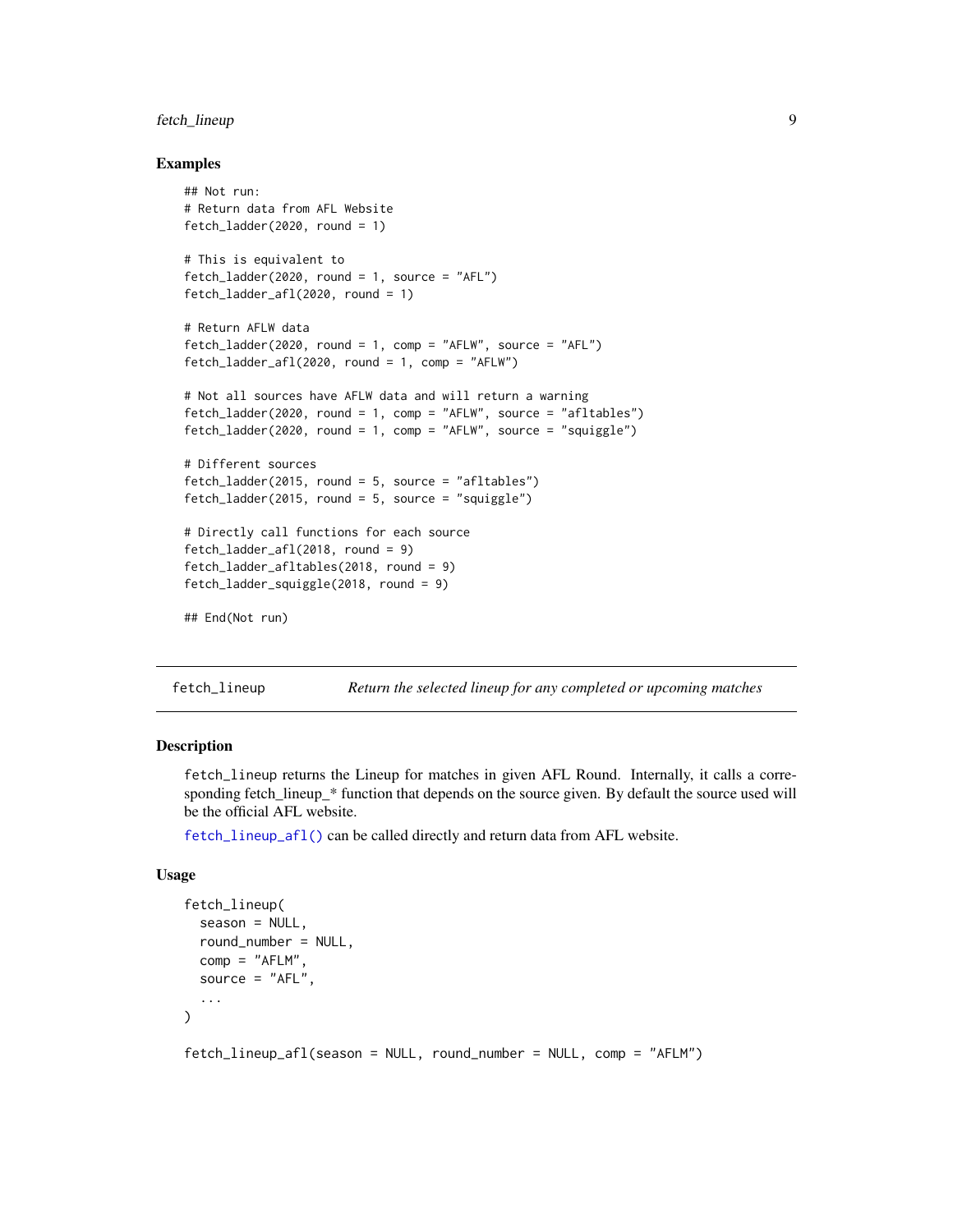### Examples

```
## Not run:
# Return data from AFL Website
fetch_ladder(2020, round = 1)

# This is equivalent to
fetch_ladder(2020, round = 1, source = "AFL")
fetch_ladder_afl(2020, round = 1)

# Return AFLW data
fetch_ladder(2020, round = 1, comp = "AFLW", source = "AFL")
fetch_ladder_afl(2020, round = 1, comp = "AFLW")

# Not all sources have AFLW data and will return a warning
fetch_ladder(2020, round = 1, comp = "AFLW", source = "afltables")
fetch_ladder(2020, round = 1, comp = "AFLW", source = "squiggle")

# Different sources
fetch_ladder(2015, round = 5, source = "afltables")
fetch_ladder(2015, round = 5, source = "squiggle")

# Directly call functions for each source
fetch_ladder_afl(2018, round = 9)
fetch_ladder_afltables(2018, round = 9)
fetch_ladder_squiggle(2018, round = 9)

## End(Not run)
```

---

## fetch_lineup *Return the selected lineup for any completed or upcoming matches*

### Description

fetch_lineup returns the Lineup for matches in given AFL Round. Internally, it calls a corresponding fetch_lineup_* function that depends on the source given. By default the source used will be the official AFL website.

fetch_lineup_afl() can be called directly and return data from AFL website.

### Usage

```
fetch_lineup(
  season = NULL,
  round_number = NULL,
  comp = "AFLM",
  source = "AFL",
  ...
)

fetch_lineup_afl(season = NULL, round_number = NULL, comp = "AFLM")
```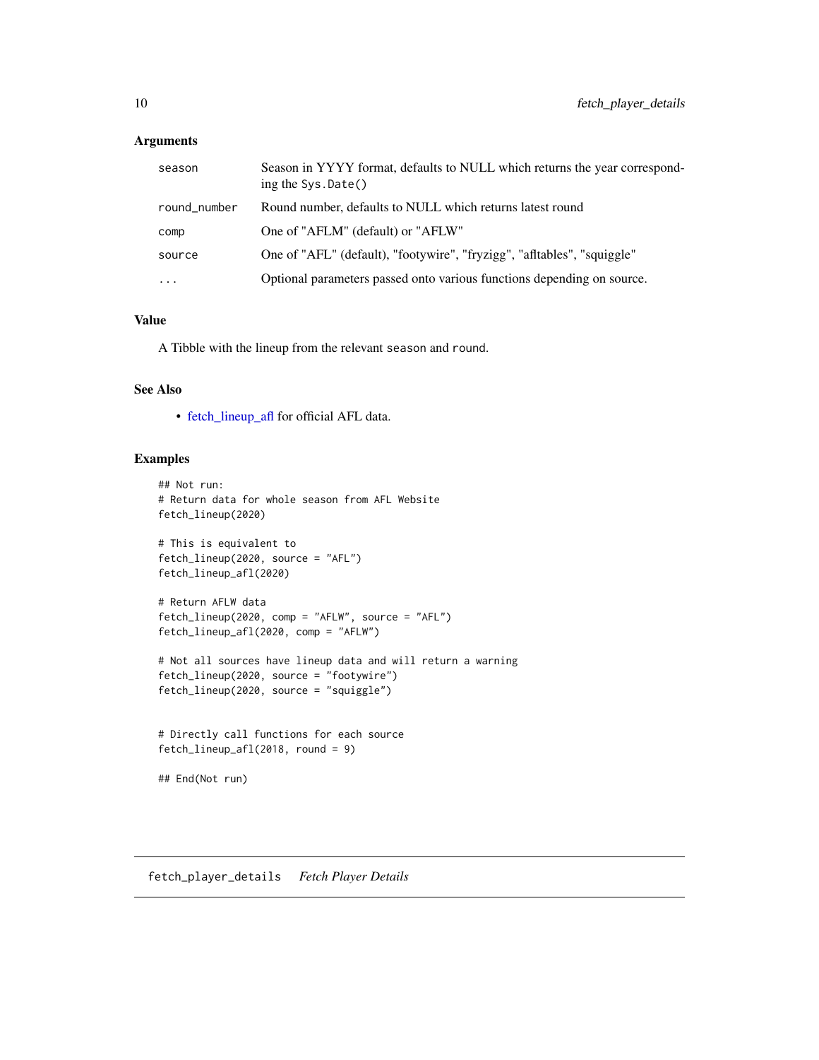### Arguments

| | |
|---|---|
| season | Season in YYYY format, defaults to NULL which returns the year corresponding the `Sys.Date()` |
| round_number | Round number, defaults to NULL which returns latest round |
| comp | One of "AFLM" (default) or "AFLW" |
| source | One of "AFL" (default), "footywire", "fryzigg", "afltables", "squiggle" |
| ... | Optional parameters passed onto various functions depending on source. |

### Value

A Tibble with the lineup from the relevant `season` and `round`.

### See Also

- fetch_lineup_afl for official AFL data.

### Examples

```
## Not run:
# Return data for whole season from AFL Website
fetch_lineup(2020)

# This is equivalent to
fetch_lineup(2020, source = "AFL")
fetch_lineup_afl(2020)

# Return AFLW data
fetch_lineup(2020, comp = "AFLW", source = "AFL")
fetch_lineup_afl(2020, comp = "AFLW")

# Not all sources have lineup data and will return a warning
fetch_lineup(2020, source = "footywire")
fetch_lineup(2020, source = "squiggle")


# Directly call functions for each source
fetch_lineup_afl(2018, round = 9)

## End(Not run)
```

## fetch_player_details *Fetch Player Details*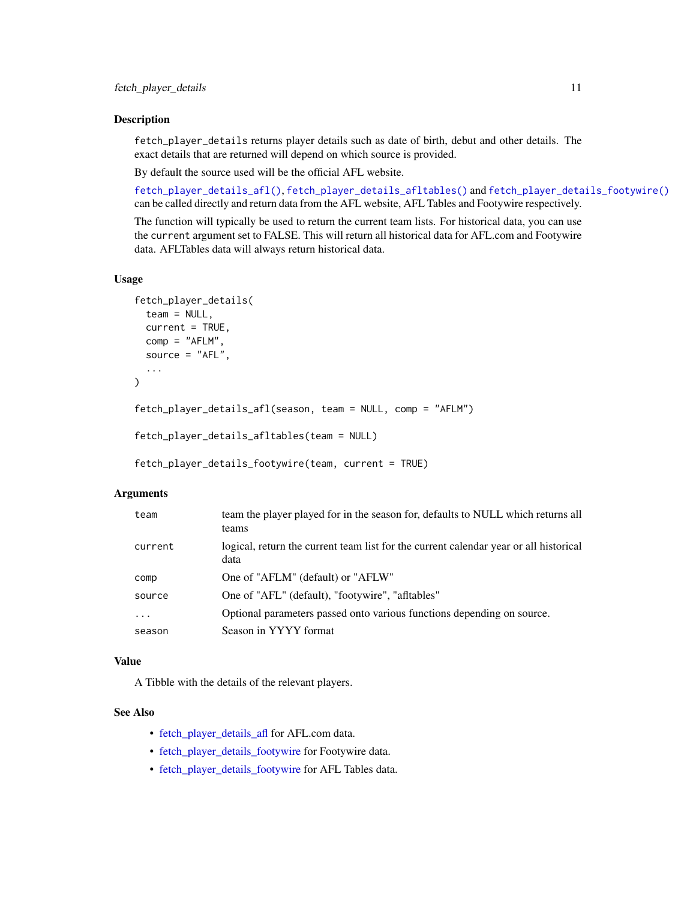## Description

`fetch_player_details` returns player details such as date of birth, debut and other details. The exact details that are returned will depend on which source is provided.

By default the source used will be the official AFL website.

`fetch_player_details_afl()`, `fetch_player_details_afltables()` and `fetch_player_details_footywire()` can be called directly and return data from the AFL website, AFL Tables and Footywire respectively.

The function will typically be used to return the current team lists. For historical data, you can use the `current` argument set to FALSE. This will return all historical data for AFL.com and Footywire data. AFLTables data will always return historical data.

## Usage

```
fetch_player_details(
  team = NULL,
  current = TRUE,
  comp = "AFLM",
  source = "AFL",
  ...
)

fetch_player_details_afl(season, team = NULL, comp = "AFLM")

fetch_player_details_afltables(team = NULL)

fetch_player_details_footywire(team, current = TRUE)
```

## Arguments

| | |
|---|---|
| `team` | team the player played for in the season for, defaults to NULL which returns all teams |
| `current` | logical, return the current team list for the current calendar year or all historical data |
| `comp` | One of "AFLM" (default) or "AFLW" |
| `source` | One of "AFL" (default), "footywire", "afltables" |
| `...` | Optional parameters passed onto various functions depending on source. |
| `season` | Season in YYYY format |

## Value

A Tibble with the details of the relevant players.

## See Also

- fetch_player_details_afl for AFL.com data.
- fetch_player_details_footywire for Footywire data.
- fetch_player_details_footywire for AFL Tables data.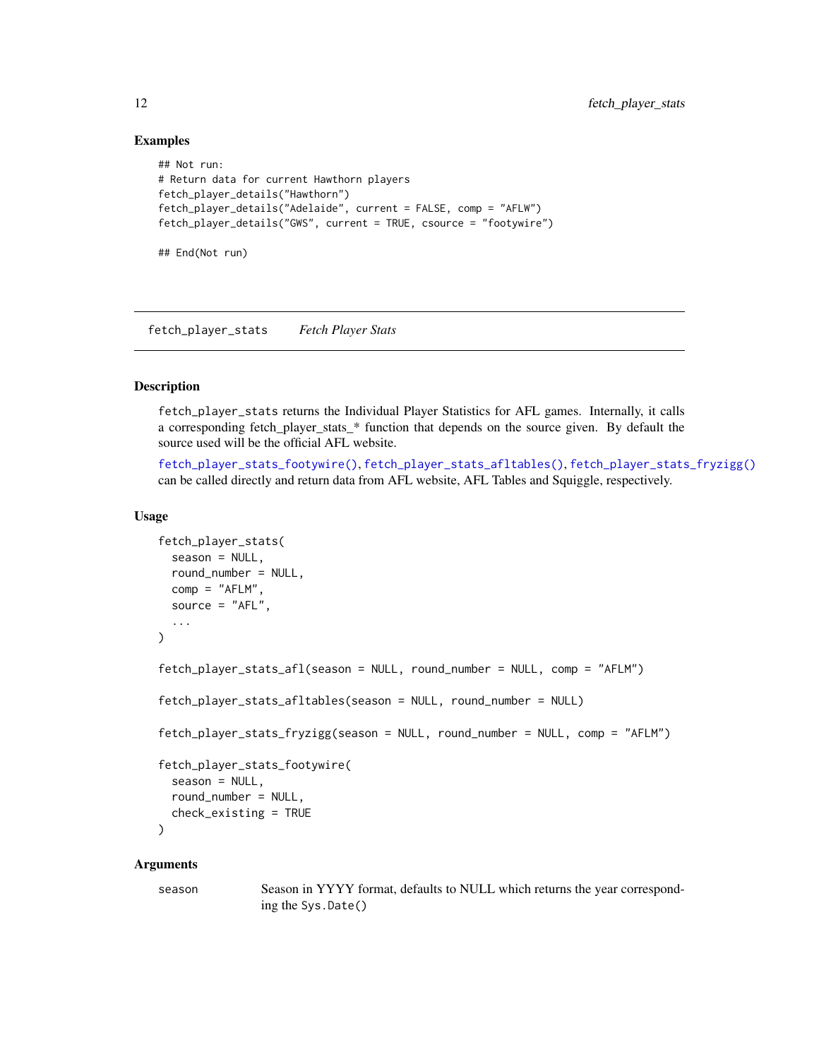## Examples

```
## Not run:
# Return data for current Hawthorn players
fetch_player_details("Hawthorn")
fetch_player_details("Adelaide", current = FALSE, comp = "AFLW")
fetch_player_details("GWS", current = TRUE, csource = "footywire")

## End(Not run)
```

---

# fetch_player_stats *Fetch Player Stats*

---

## Description

fetch_player_stats returns the Individual Player Statistics for AFL games. Internally, it calls a corresponding fetch_player_stats_* function that depends on the source given. By default the source used will be the official AFL website.

fetch_player_stats_footywire(), fetch_player_stats_afltables(), fetch_player_stats_fryzigg() can be called directly and return data from AFL website, AFL Tables and Squiggle, respectively.

## Usage

```
fetch_player_stats(
  season = NULL,
  round_number = NULL,
  comp = "AFLM",
  source = "AFL",
  ...
)

fetch_player_stats_afl(season = NULL, round_number = NULL, comp = "AFLM")

fetch_player_stats_afltables(season = NULL, round_number = NULL)

fetch_player_stats_fryzigg(season = NULL, round_number = NULL, comp = "AFLM")

fetch_player_stats_footywire(
  season = NULL,
  round_number = NULL,
  check_existing = TRUE
)
```

## Arguments

| | |
|---|---|
| season | Season in YYYY format, defaults to NULL which returns the year corresponding the Sys.Date() |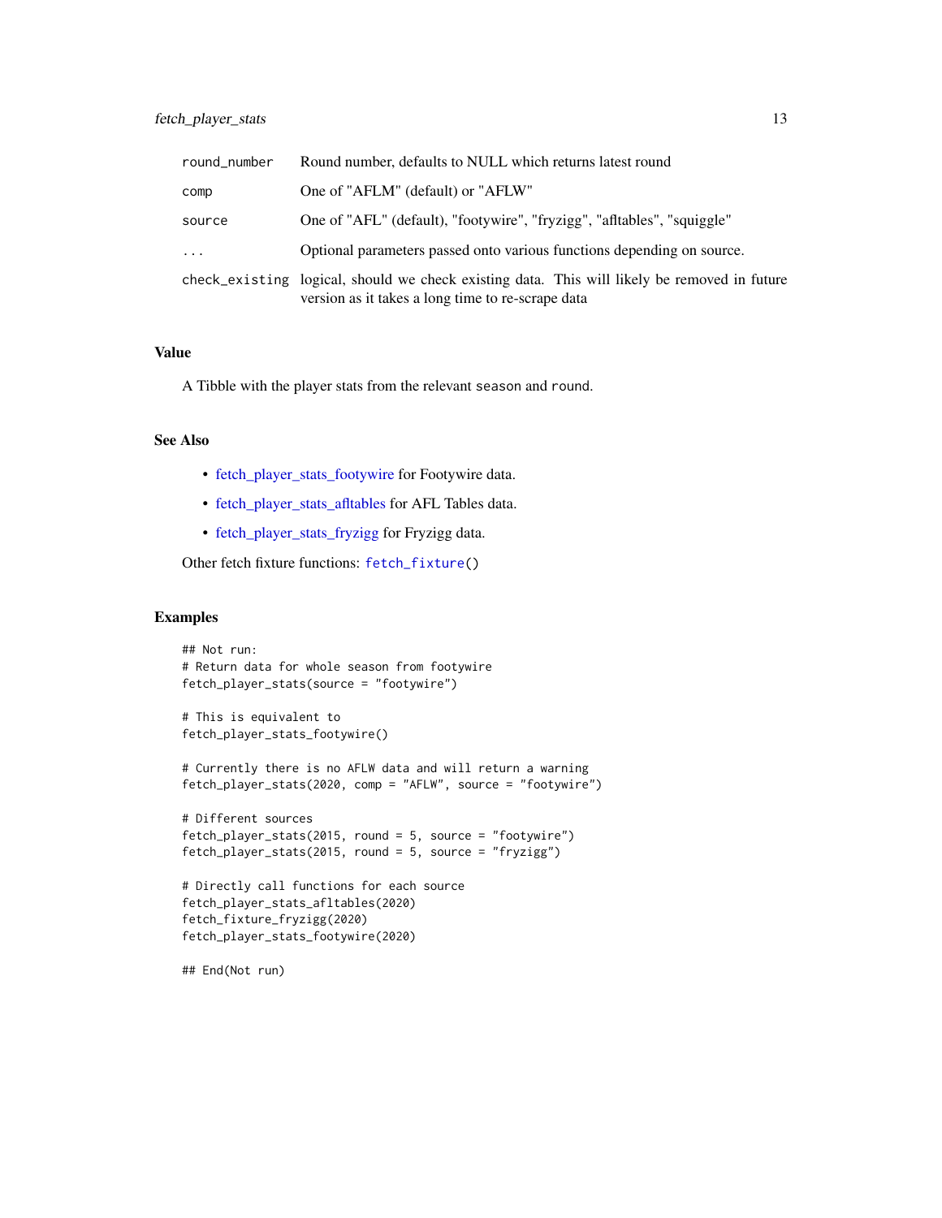| | |
|---|---|
| `round_number` | Round number, defaults to NULL which returns latest round |
| `comp` | One of "AFLM" (default) or "AFLW" |
| `source` | One of "AFL" (default), "footywire", "fryzigg", "afltables", "squiggle" |
| `...` | Optional parameters passed onto various functions depending on source. |
| `check_existing` | logical, should we check existing data. This will likely be removed in future version as it takes a long time to re-scrape data |

### Value

A Tibble with the player stats from the relevant `season` and `round`.

### See Also

- fetch_player_stats_footywire for Footywire data.
- fetch_player_stats_afltables for AFL Tables data.
- fetch_player_stats_fryzigg for Fryzigg data.

Other fetch fixture functions: `fetch_fixture()`

### Examples

```
## Not run:
# Return data for whole season from footywire
fetch_player_stats(source = "footywire")

# This is equivalent to
fetch_player_stats_footywire()

# Currently there is no AFLW data and will return a warning
fetch_player_stats(2020, comp = "AFLW", source = "footywire")

# Different sources
fetch_player_stats(2015, round = 5, source = "footywire")
fetch_player_stats(2015, round = 5, source = "fryzigg")

# Directly call functions for each source
fetch_player_stats_afltables(2020)
fetch_fixture_fryzigg(2020)
fetch_player_stats_footywire(2020)

## End(Not run)
```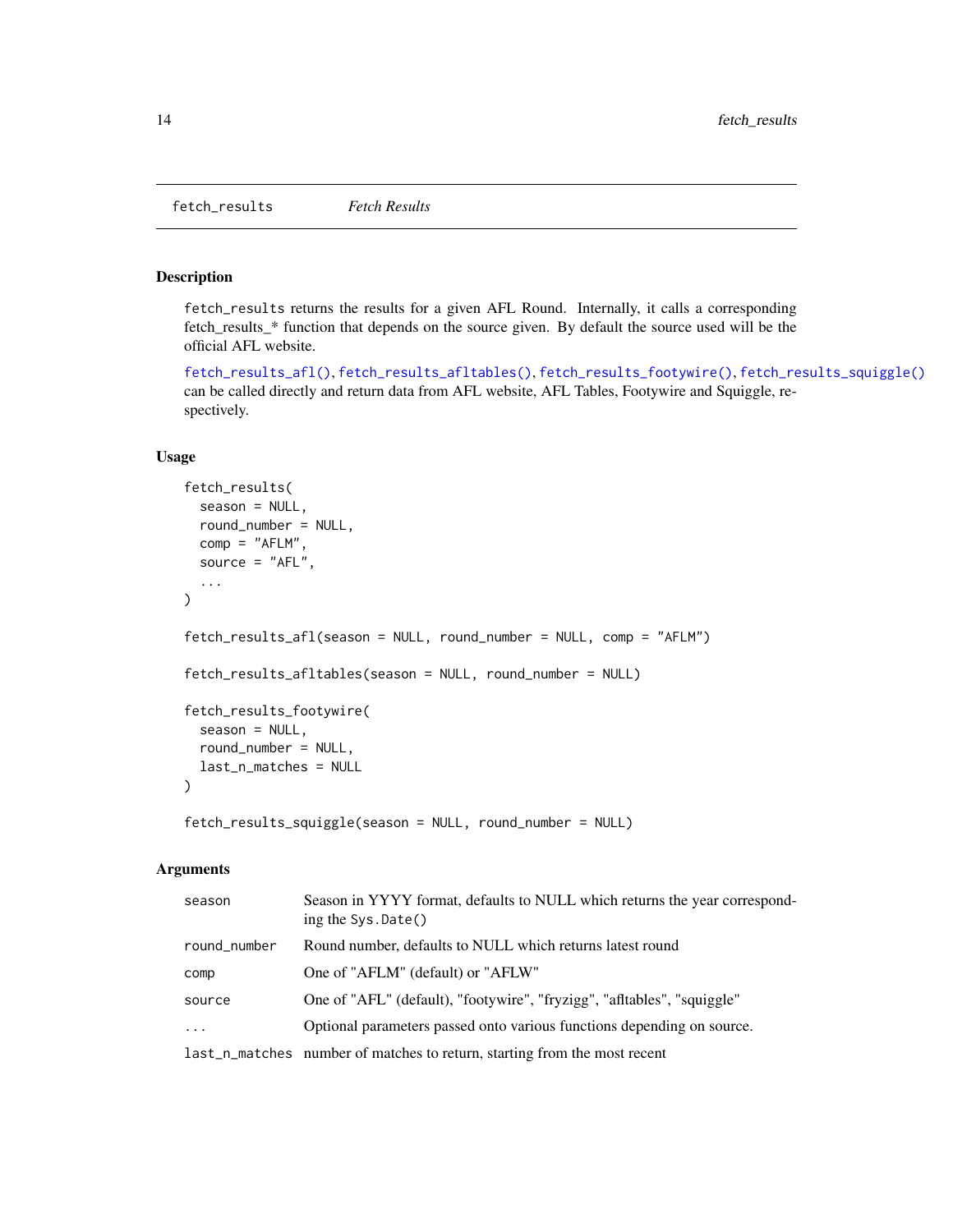## fetch_results — *Fetch Results*

### Description

fetch_results returns the results for a given AFL Round. Internally, it calls a corresponding fetch_results_* function that depends on the source given. By default the source used will be the official AFL website.

fetch_results_afl(), fetch_results_afltables(), fetch_results_footywire(), fetch_results_squiggle() can be called directly and return data from AFL website, AFL Tables, Footywire and Squiggle, respectively.

### Usage

```
fetch_results(
  season = NULL,
  round_number = NULL,
  comp = "AFLM",
  source = "AFL",
  ...
)

fetch_results_afl(season = NULL, round_number = NULL, comp = "AFLM")

fetch_results_afltables(season = NULL, round_number = NULL)

fetch_results_footywire(
  season = NULL,
  round_number = NULL,
  last_n_matches = NULL
)

fetch_results_squiggle(season = NULL, round_number = NULL)
```

### Arguments

| | |
|---|---|
| season | Season in YYYY format, defaults to NULL which returns the year corresponding the Sys.Date() |
| round_number | Round number, defaults to NULL which returns latest round |
| comp | One of "AFLM" (default) or "AFLW" |
| source | One of "AFL" (default), "footywire", "fryzigg", "afltables", "squiggle" |
| ... | Optional parameters passed onto various functions depending on source. |
| last_n_matches | number of matches to return, starting from the most recent |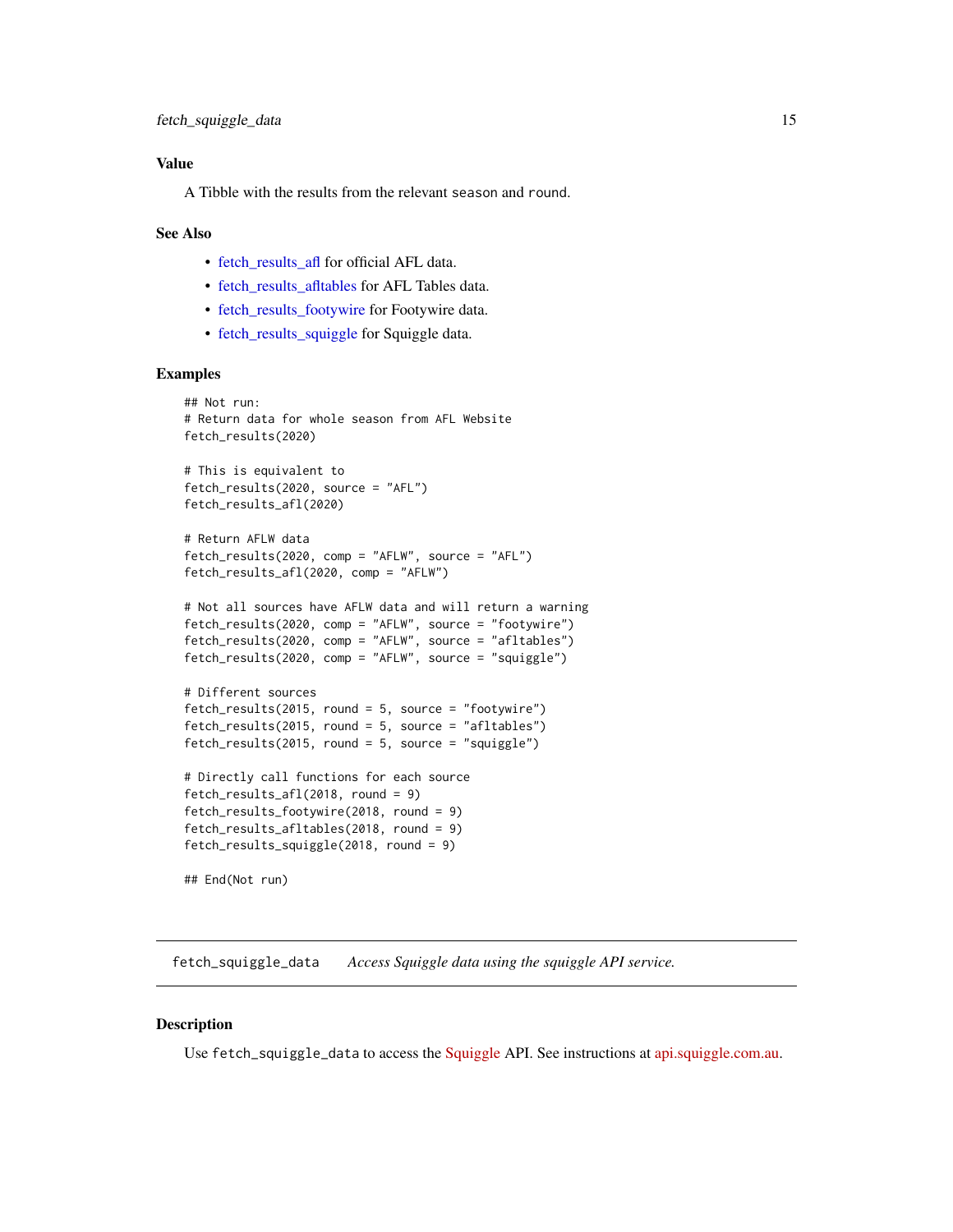## Value

A Tibble with the results from the relevant `season` and `round`.

## See Also

- fetch_results_afl for official AFL data.
- fetch_results_afltables for AFL Tables data.
- fetch_results_footywire for Footywire data.
- fetch_results_squiggle for Squiggle data.

## Examples

```
## Not run:
# Return data for whole season from AFL Website
fetch_results(2020)

# This is equivalent to
fetch_results(2020, source = "AFL")
fetch_results_afl(2020)

# Return AFLW data
fetch_results(2020, comp = "AFLW", source = "AFL")
fetch_results_afl(2020, comp = "AFLW")

# Not all sources have AFLW data and will return a warning
fetch_results(2020, comp = "AFLW", source = "footywire")
fetch_results(2020, comp = "AFLW", source = "afltables")
fetch_results(2020, comp = "AFLW", source = "squiggle")

# Different sources
fetch_results(2015, round = 5, source = "footywire")
fetch_results(2015, round = 5, source = "afltables")
fetch_results(2015, round = 5, source = "squiggle")

# Directly call functions for each source
fetch_results_afl(2018, round = 9)
fetch_results_footywire(2018, round = 9)
fetch_results_afltables(2018, round = 9)
fetch_results_squiggle(2018, round = 9)

## End(Not run)
```

---

# fetch_squiggle_data — *Access Squiggle data using the squiggle API service.*

## Description

Use `fetch_squiggle_data` to access the Squiggle API. See instructions at api.squiggle.com.au.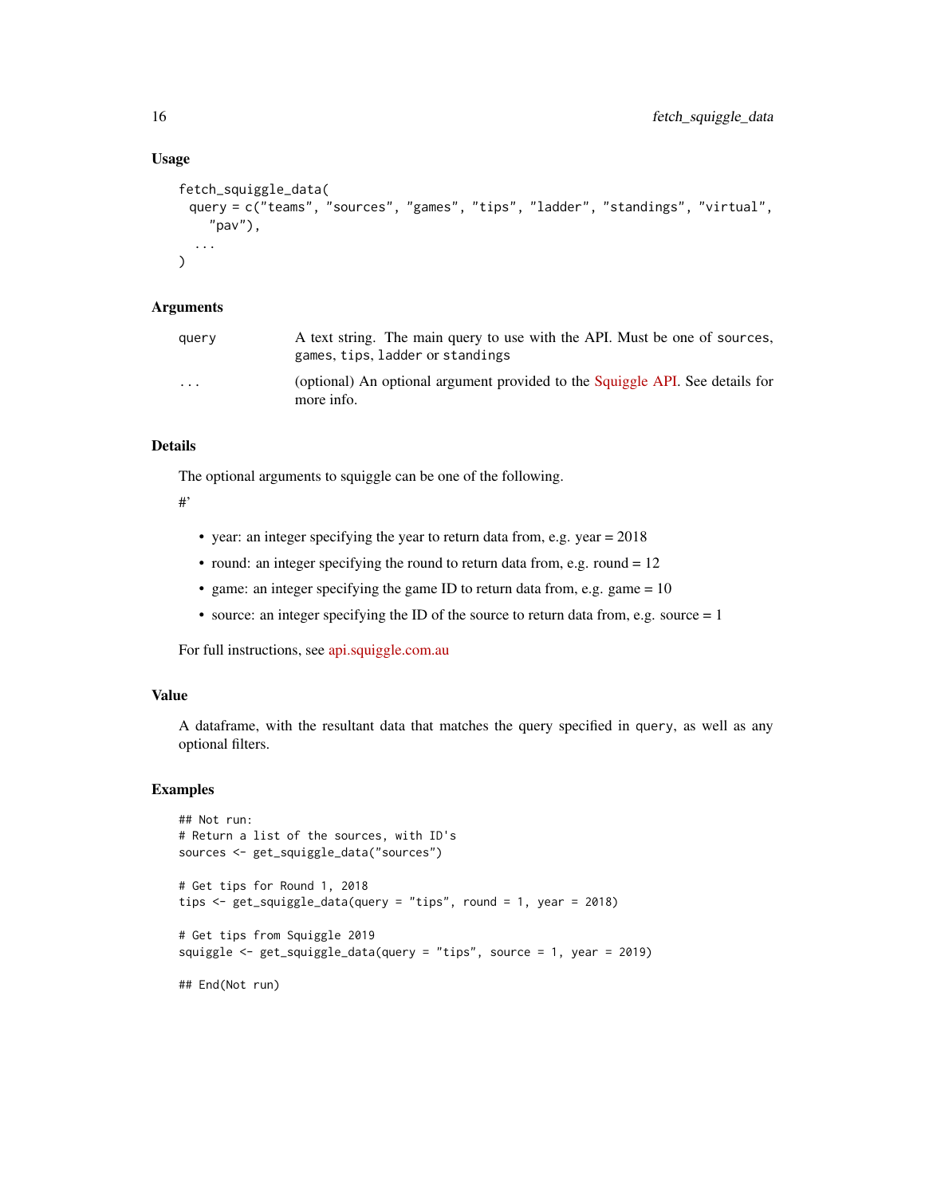### Usage

```
fetch_squiggle_data(
  query = c("teams", "sources", "games", "tips", "ladder", "standings", "virtual",
    "pav"),
  ...
)
```

### Arguments

| | |
|---|---|
| `query` | A text string. The main query to use with the API. Must be one of `sources`, `games`, `tips`, `ladder` or `standings` |
| `...` | (optional) An optional argument provided to the Squiggle API. See details for more info. |

### Details

The optional arguments to squiggle can be one of the following.

#'

- year: an integer specifying the year to return data from, e.g. year = 2018
- round: an integer specifying the round to return data from, e.g. round = 12
- game: an integer specifying the game ID to return data from, e.g. game = 10
- source: an integer specifying the ID of the source to return data from, e.g. source = 1

For full instructions, see api.squiggle.com.au

### Value

A dataframe, with the resultant data that matches the query specified in `query`, as well as any optional filters.

### Examples

```
## Not run:
# Return a list of the sources, with ID's
sources <- get_squiggle_data("sources")

# Get tips for Round 1, 2018
tips <- get_squiggle_data(query = "tips", round = 1, year = 2018)

# Get tips from Squiggle 2019
squiggle <- get_squiggle_data(query = "tips", source = 1, year = 2019)

## End(Not run)
```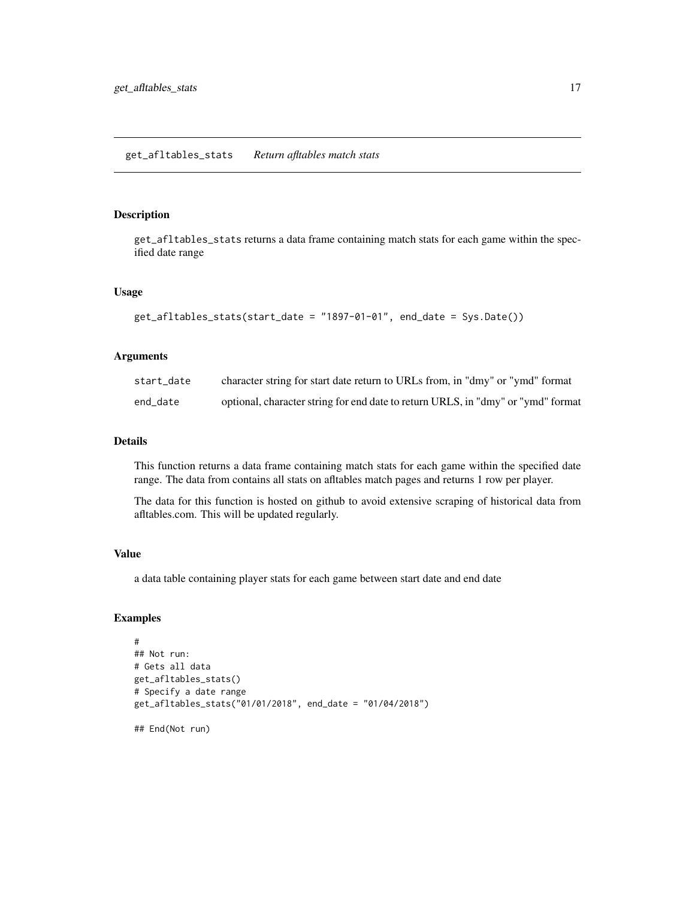# get_afltables_stats — *Return afltables match stats*

## Description

get_afltables_stats returns a data frame containing match stats for each game within the specified date range

## Usage

```
get_afltables_stats(start_date = "1897-01-01", end_date = Sys.Date())
```

## Arguments

| | |
|---|---|
| start_date | character string for start date return to URLs from, in "dmy" or "ymd" format |
| end_date | optional, character string for end date to return URLS, in "dmy" or "ymd" format |

## Details

This function returns a data frame containing match stats for each game within the specified date range. The data from contains all stats on afltables match pages and returns 1 row per player.

The data for this function is hosted on github to avoid extensive scraping of historical data from afltables.com. This will be updated regularly.

## Value

a data table containing player stats for each game between start date and end date

## Examples

```
#
## Not run:
# Gets all data
get_afltables_stats()
# Specify a date range
get_afltables_stats("01/01/2018", end_date = "01/04/2018")

## End(Not run)
```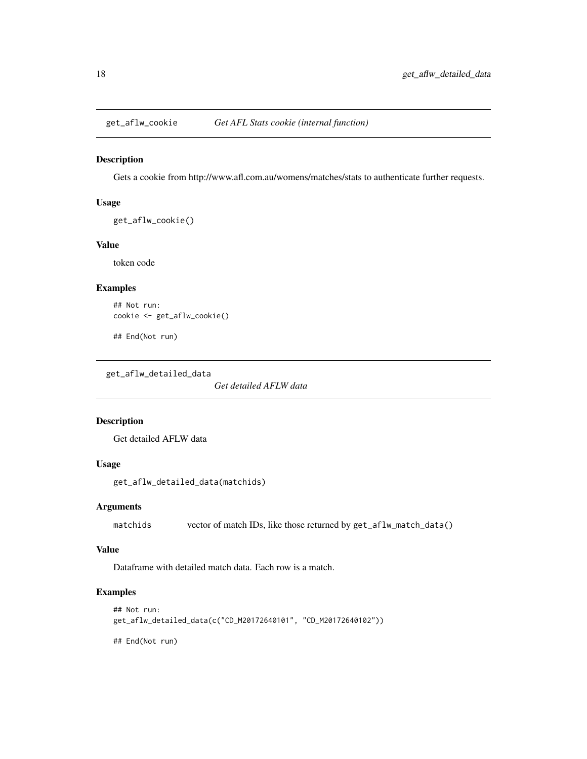## get_aflw_cookie *Get AFL Stats cookie (internal function)*

### Description

Gets a cookie from http://www.afl.com.au/womens/matches/stats to authenticate further requests.

### Usage

```
get_aflw_cookie()
```

### Value

token code

### Examples

```
## Not run:
cookie <- get_aflw_cookie()

## End(Not run)
```

## get_aflw_detailed_data *Get detailed AFLW data*

### Description

Get detailed AFLW data

### Usage

```
get_aflw_detailed_data(matchids)
```

### Arguments

| | |
|---|---|
| matchids | vector of match IDs, like those returned by `get_aflw_match_data()` |

### Value

Dataframe with detailed match data. Each row is a match.

### Examples

```
## Not run:
get_aflw_detailed_data(c("CD_M20172640101", "CD_M20172640102"))

## End(Not run)
```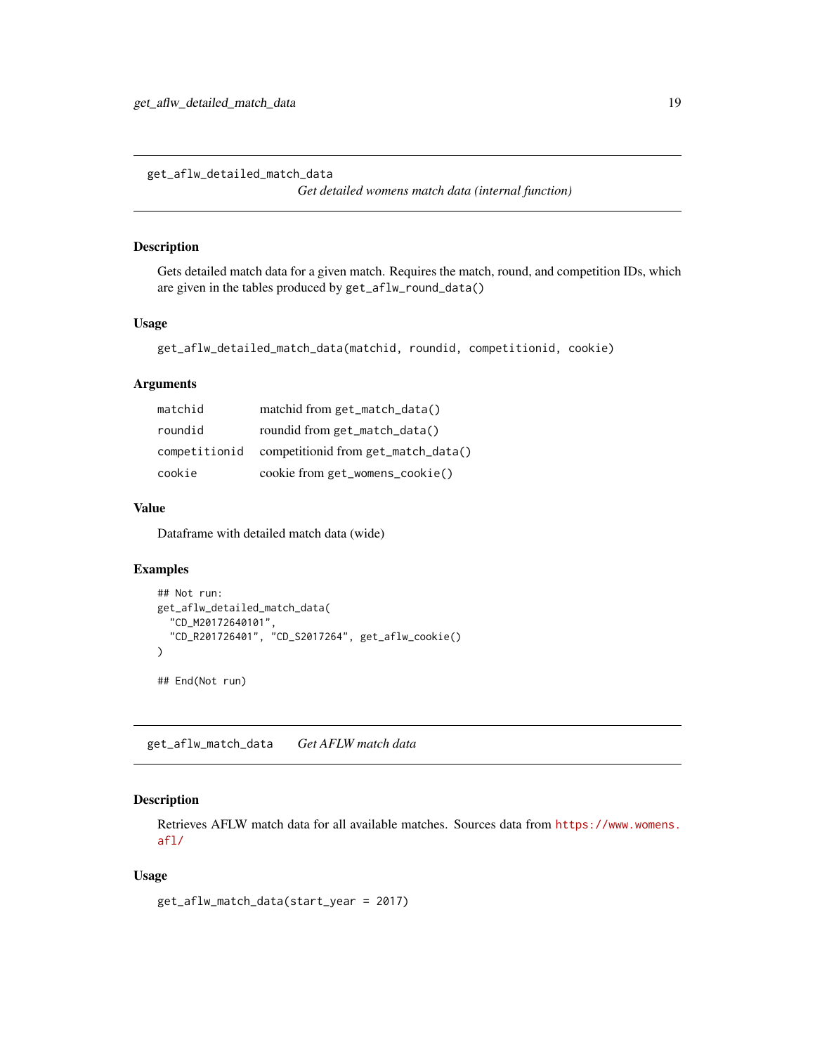## get_aflw_detailed_match_data

*Get detailed womens match data (internal function)*

### Description

Gets detailed match data for a given match. Requires the match, round, and competition IDs, which are given in the tables produced by `get_aflw_round_data()`

### Usage

```
get_aflw_detailed_match_data(matchid, roundid, competitionid, cookie)
```

### Arguments

| | |
|---|---|
| `matchid` | matchid from `get_match_data()` |
| `roundid` | roundid from `get_match_data()` |
| `competitionid` | competitionid from `get_match_data()` |
| `cookie` | cookie from `get_womens_cookie()` |

### Value

Dataframe with detailed match data (wide)

### Examples

```
## Not run:
get_aflw_detailed_match_data(
  "CD_M20172640101",
  "CD_R201726401", "CD_S2017264", get_aflw_cookie()
)

## End(Not run)
```

## get_aflw_match_data

*Get AFLW match data*

### Description

Retrieves AFLW match data for all available matches. Sources data from https://www.womens.afl/

### Usage

```
get_aflw_match_data(start_year = 2017)
```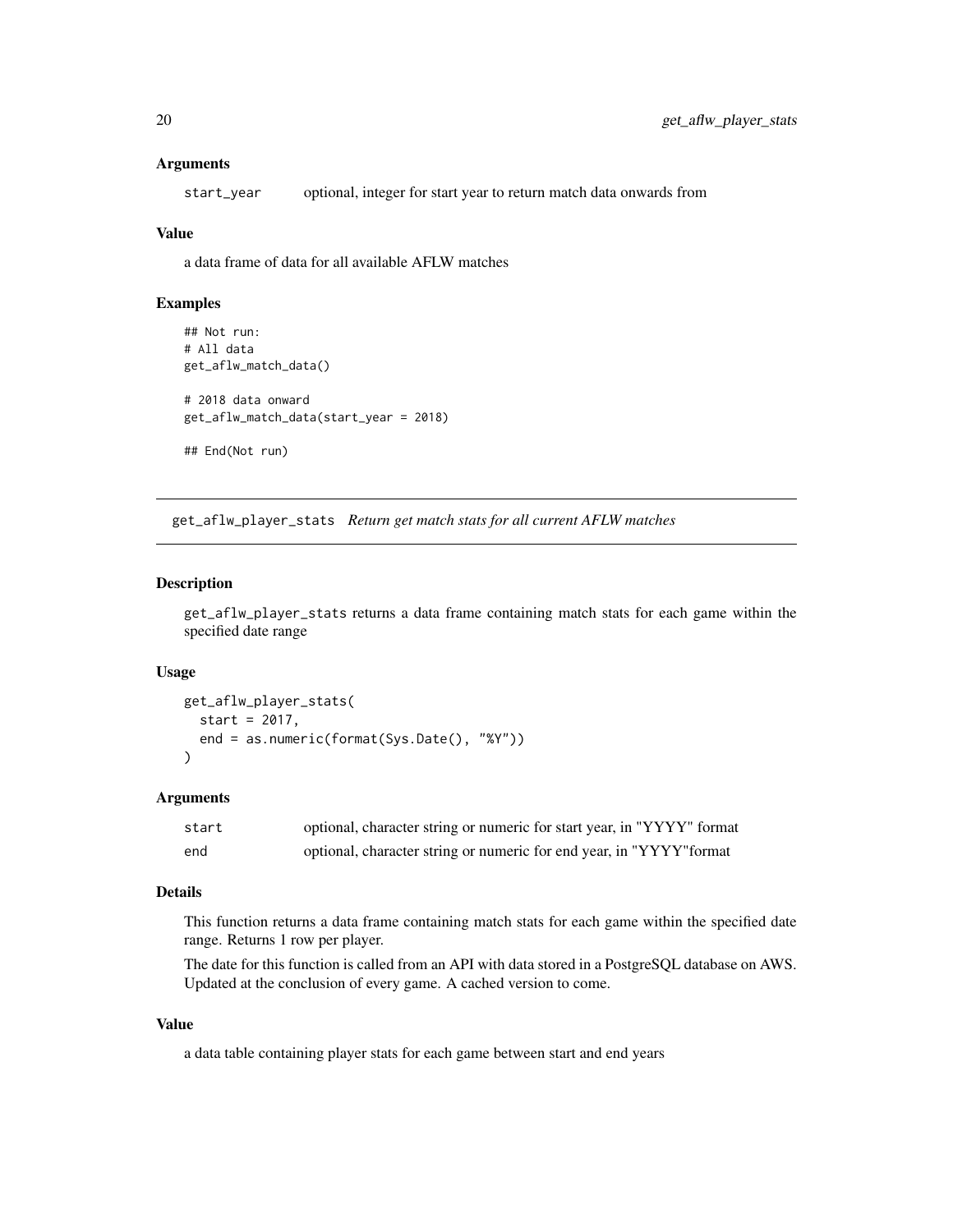### Arguments

start_year    optional, integer for start year to return match data onwards from

### Value

a data frame of data for all available AFLW matches

### Examples

```
## Not run:
# All data
get_aflw_match_data()

# 2018 data onward
get_aflw_match_data(start_year = 2018)

## End(Not run)
```

---

## get_aflw_player_stats    *Return get match stats for all current AFLW matches*

---

### Description

get_aflw_player_stats returns a data frame containing match stats for each game within the specified date range

### Usage

```
get_aflw_player_stats(
  start = 2017,
  end = as.numeric(format(Sys.Date(), "%Y"))
)
```

### Arguments

| | |
|---|---|
| start | optional, character string or numeric for start year, in "YYYY" format |
| end | optional, character string or numeric for end year, in "YYYY"format |

### Details

This function returns a data frame containing match stats for each game within the specified date range. Returns 1 row per player.

The date for this function is called from an API with data stored in a PostgreSQL database on AWS. Updated at the conclusion of every game. A cached version to come.

### Value

a data table containing player stats for each game between start and end years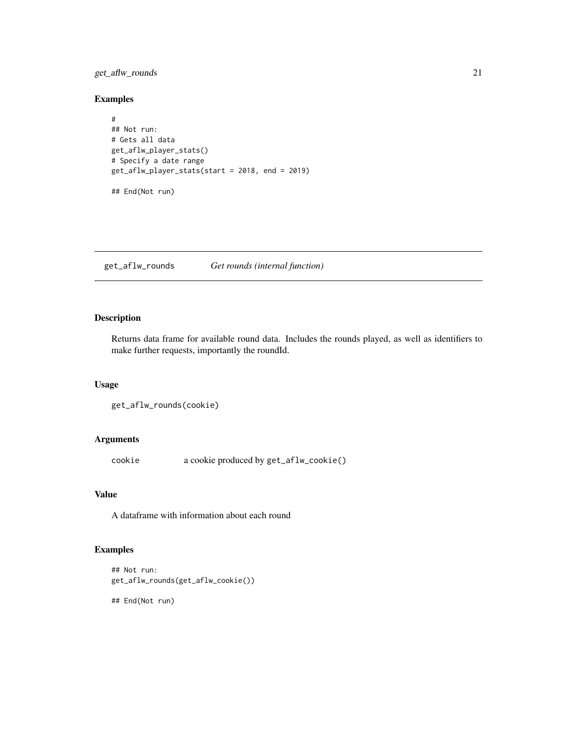## Examples

```
#
## Not run:
# Gets all data
get_aflw_player_stats()
# Specify a date range
get_aflw_player_stats(start = 2018, end = 2019)

## End(Not run)
```

---

# get_aflw_rounds *Get rounds (internal function)*

---

## Description

Returns data frame for available round data. Includes the rounds played, as well as identifiers to make further requests, importantly the roundId.

## Usage

```
get_aflw_rounds(cookie)
```

## Arguments

| | |
|---|---|
| cookie | a cookie produced by `get_aflw_cookie()` |

## Value

A dataframe with information about each round

## Examples

```
## Not run:
get_aflw_rounds(get_aflw_cookie())

## End(Not run)
```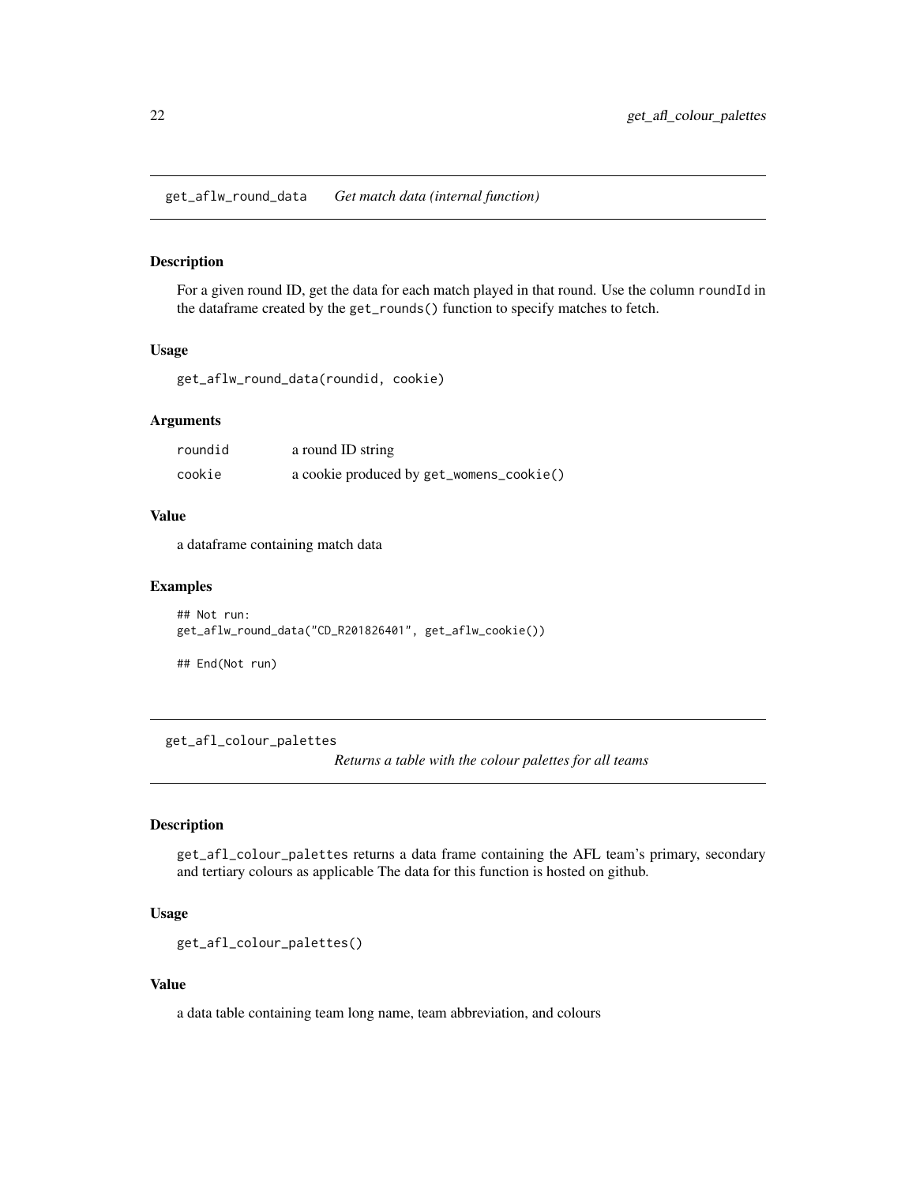## get_aflw_round_data — *Get match data (internal function)*

### Description

For a given round ID, get the data for each match played in that round. Use the column `roundId` in the dataframe created by the `get_rounds()` function to specify matches to fetch.

### Usage

```
get_aflw_round_data(roundid, cookie)
```

### Arguments

| | |
|---|---|
| roundid | a round ID string |
| cookie | a cookie produced by `get_womens_cookie()` |

### Value

a dataframe containing match data

### Examples

```
## Not run:
get_aflw_round_data("CD_R201826401", get_aflw_cookie())

## End(Not run)
```

## get_afl_colour_palettes — *Returns a table with the colour palettes for all teams*

### Description

`get_afl_colour_palettes` returns a data frame containing the AFL team's primary, secondary and tertiary colours as applicable The data for this function is hosted on github.

### Usage

```
get_afl_colour_palettes()
```

### Value

a data table containing team long name, team abbreviation, and colours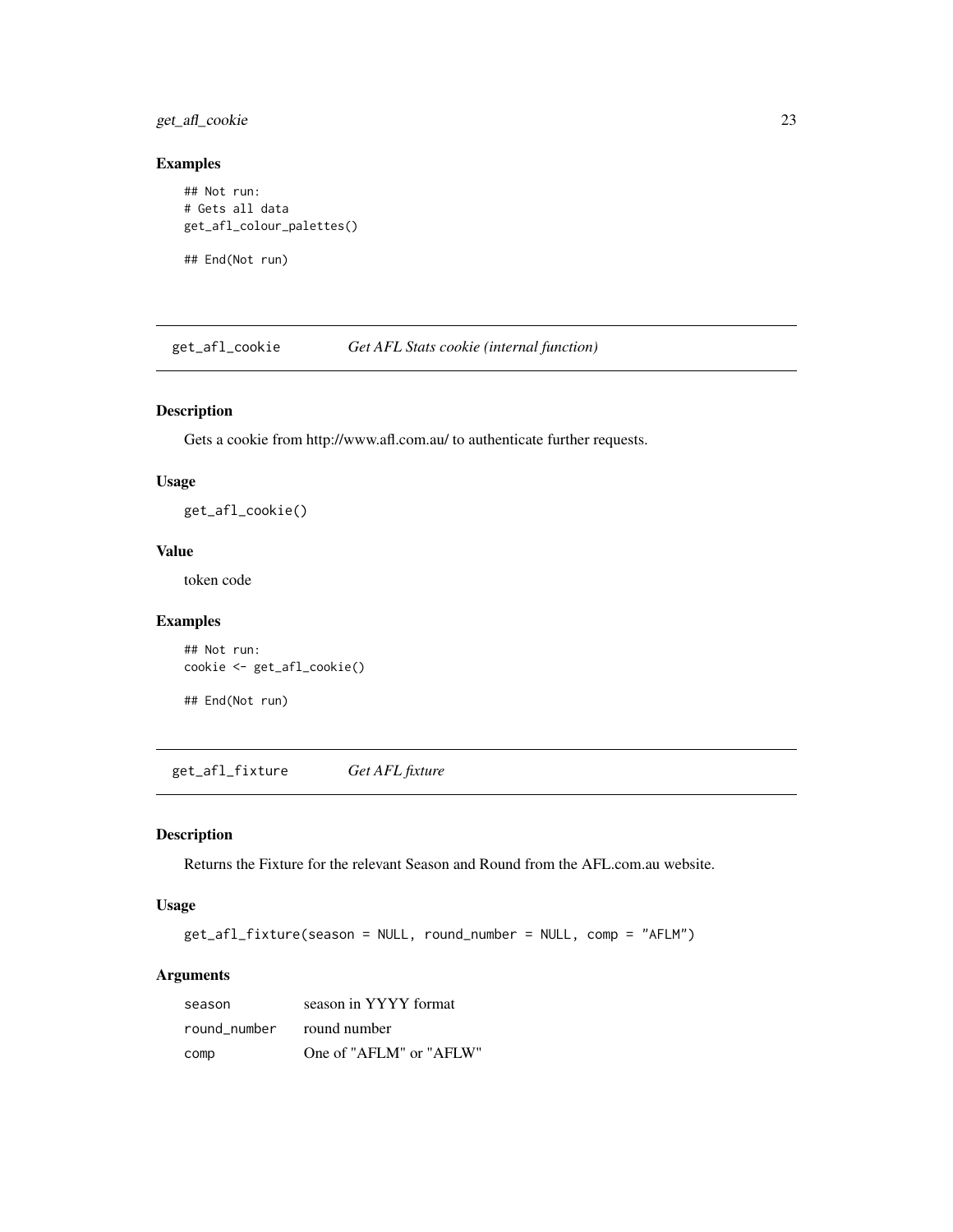## Examples

```
## Not run:
# Gets all data
get_afl_colour_palettes()

## End(Not run)
```

---

## get_afl_cookie — *Get AFL Stats cookie (internal function)*

### Description

Gets a cookie from http://www.afl.com.au/ to authenticate further requests.

### Usage

```
get_afl_cookie()
```

### Value

token code

### Examples

```
## Not run:
cookie <- get_afl_cookie()

## End(Not run)
```

---

## get_afl_fixture — *Get AFL fixture*

### Description

Returns the Fixture for the relevant Season and Round from the AFL.com.au website.

### Usage

```
get_afl_fixture(season = NULL, round_number = NULL, comp = "AFLM")
```

### Arguments

| | |
|---|---|
| season | season in YYYY format |
| round_number | round number |
| comp | One of "AFLM" or "AFLW" |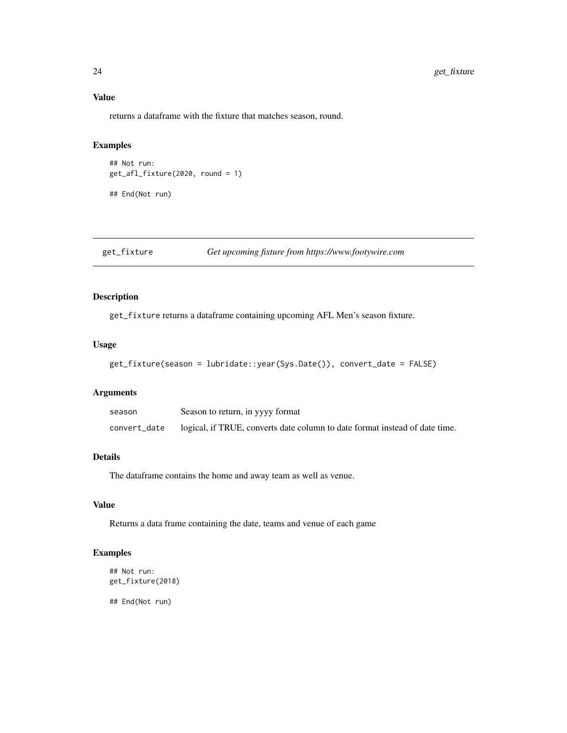### Value

returns a dataframe with the fixture that matches season, round.

### Examples

```
## Not run:
get_afl_fixture(2020, round = 1)

## End(Not run)
```

---

## get_fixture — *Get upcoming fixture from https://www.footywire.com*

### Description

get_fixture returns a dataframe containing upcoming AFL Men's season fixture.

### Usage

```
get_fixture(season = lubridate::year(Sys.Date()), convert_date = FALSE)
```

### Arguments

| | |
|---|---|
| season | Season to return, in yyyy format |
| convert_date | logical, if TRUE, converts date column to date format instead of date time. |

### Details

The dataframe contains the home and away team as well as venue.

### Value

Returns a data frame containing the date, teams and venue of each game

### Examples

```
## Not run:
get_fixture(2018)

## End(Not run)
```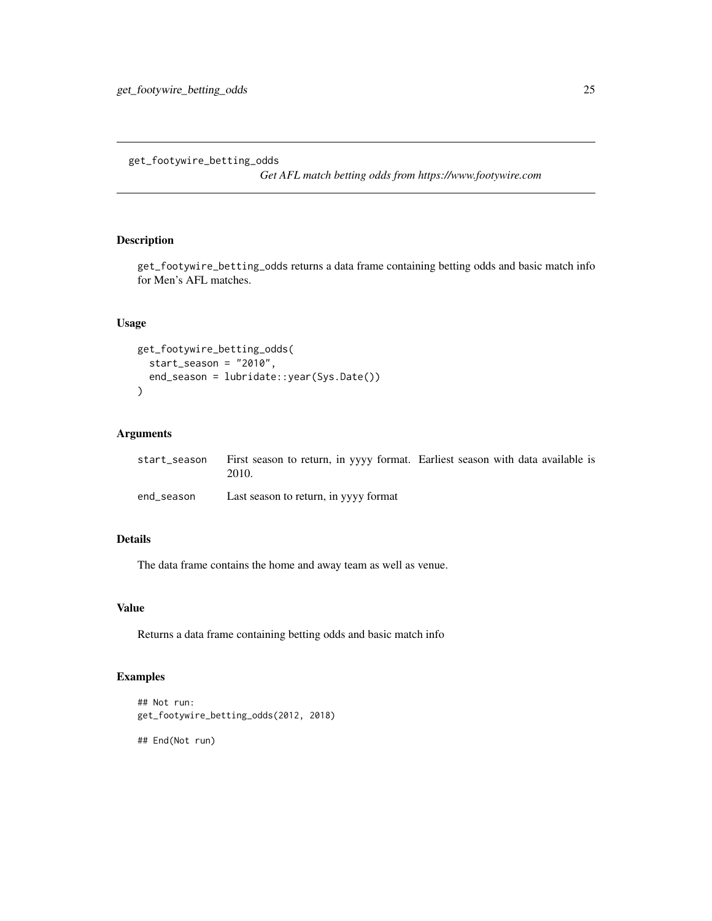## get_footywire_betting_odds

*Get AFL match betting odds from https://www.footywire.com*

### Description

get_footywire_betting_odds returns a data frame containing betting odds and basic match info for Men's AFL matches.

### Usage

```
get_footywire_betting_odds(
  start_season = "2010",
  end_season = lubridate::year(Sys.Date())
)
```

### Arguments

| | |
|---|---|
| start_season | First season to return, in yyyy format. Earliest season with data available is 2010. |
| end_season | Last season to return, in yyyy format |

### Details

The data frame contains the home and away team as well as venue.

### Value

Returns a data frame containing betting odds and basic match info

### Examples

```
## Not run:
get_footywire_betting_odds(2012, 2018)

## End(Not run)
```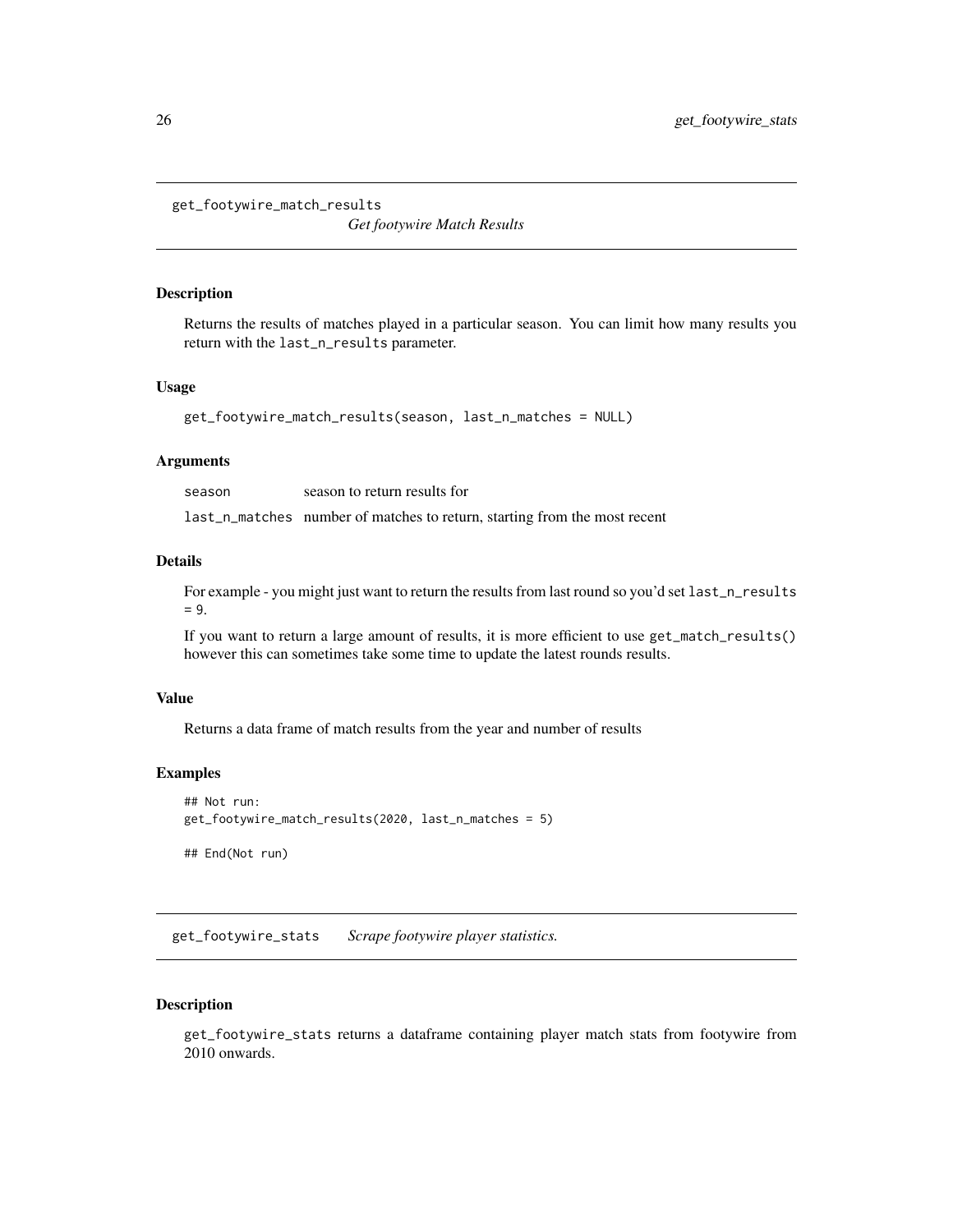## get_footywire_match_results — *Get footywire Match Results*

### Description

Returns the results of matches played in a particular season. You can limit how many results you return with the `last_n_results` parameter.

### Usage

```
get_footywire_match_results(season, last_n_matches = NULL)
```

### Arguments

| | |
|---|---|
| `season` | season to return results for |
| `last_n_matches` | number of matches to return, starting from the most recent |

### Details

For example - you might just want to return the results from last round so you'd set `last_n_results = 9`.

If you want to return a large amount of results, it is more efficient to use `get_match_results()` however this can sometimes take some time to update the latest rounds results.

### Value

Returns a data frame of match results from the year and number of results

### Examples

```
## Not run:
get_footywire_match_results(2020, last_n_matches = 5)

## End(Not run)
```

## get_footywire_stats — *Scrape footywire player statistics.*

### Description

`get_footywire_stats` returns a dataframe containing player match stats from footywire from 2010 onwards.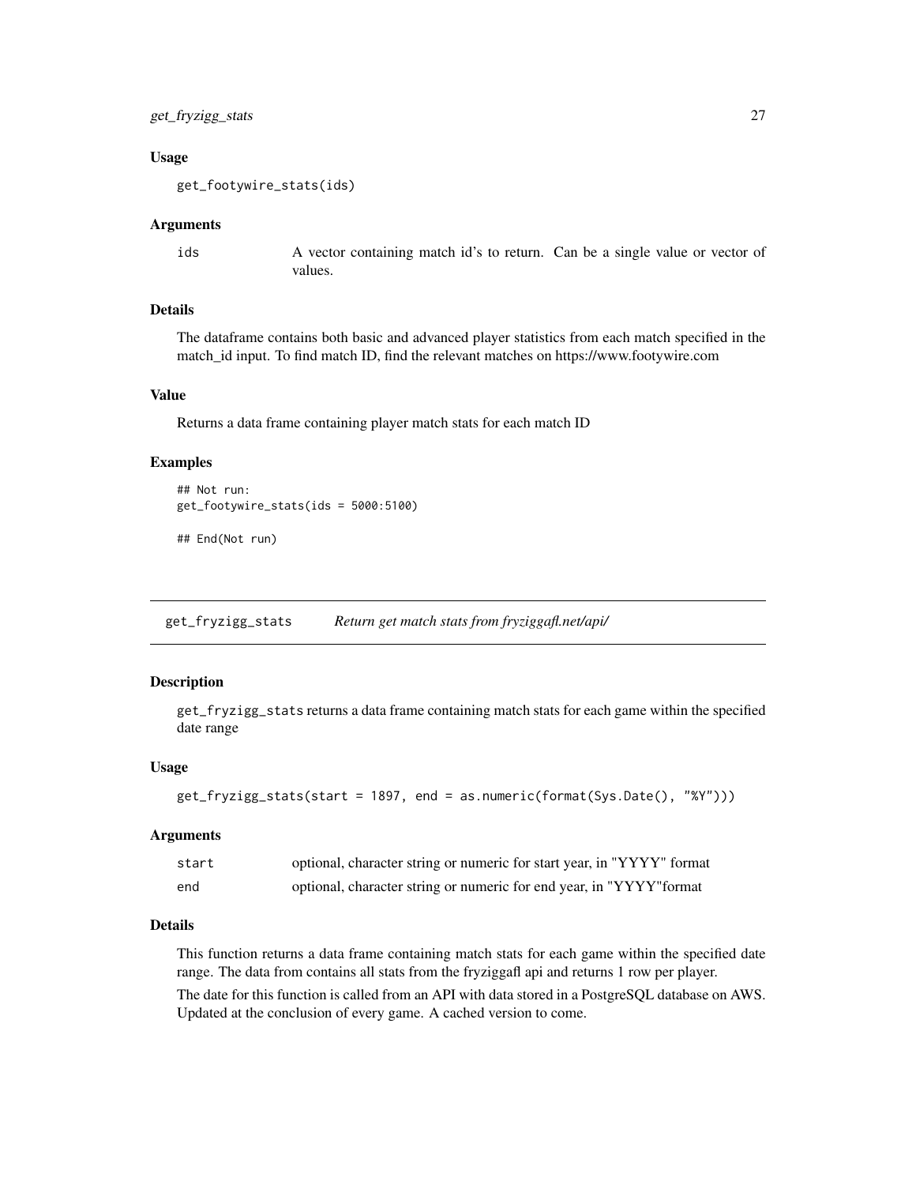### Usage

```
get_footywire_stats(ids)
```

### Arguments

| | |
|---|---|
| ids | A vector containing match id's to return. Can be a single value or vector of values. |

### Details

The dataframe contains both basic and advanced player statistics from each match specified in the match_id input. To find match ID, find the relevant matches on https://www.footywire.com

### Value

Returns a data frame containing player match stats for each match ID

### Examples

```
## Not run:
get_footywire_stats(ids = 5000:5100)

## End(Not run)
```

## get_fryzigg_stats — *Return get match stats from fryziggafl.net/api/*

### Description

get_fryzigg_stats returns a data frame containing match stats for each game within the specified date range

### Usage

```
get_fryzigg_stats(start = 1897, end = as.numeric(format(Sys.Date(), "%Y")))
```

### Arguments

| | |
|---|---|
| start | optional, character string or numeric for start year, in "YYYY" format |
| end | optional, character string or numeric for end year, in "YYYY"format |

### Details

This function returns a data frame containing match stats for each game within the specified date range. The data from contains all stats from the fryziggafl api and returns 1 row per player.

The date for this function is called from an API with data stored in a PostgreSQL database on AWS. Updated at the conclusion of every game. A cached version to come.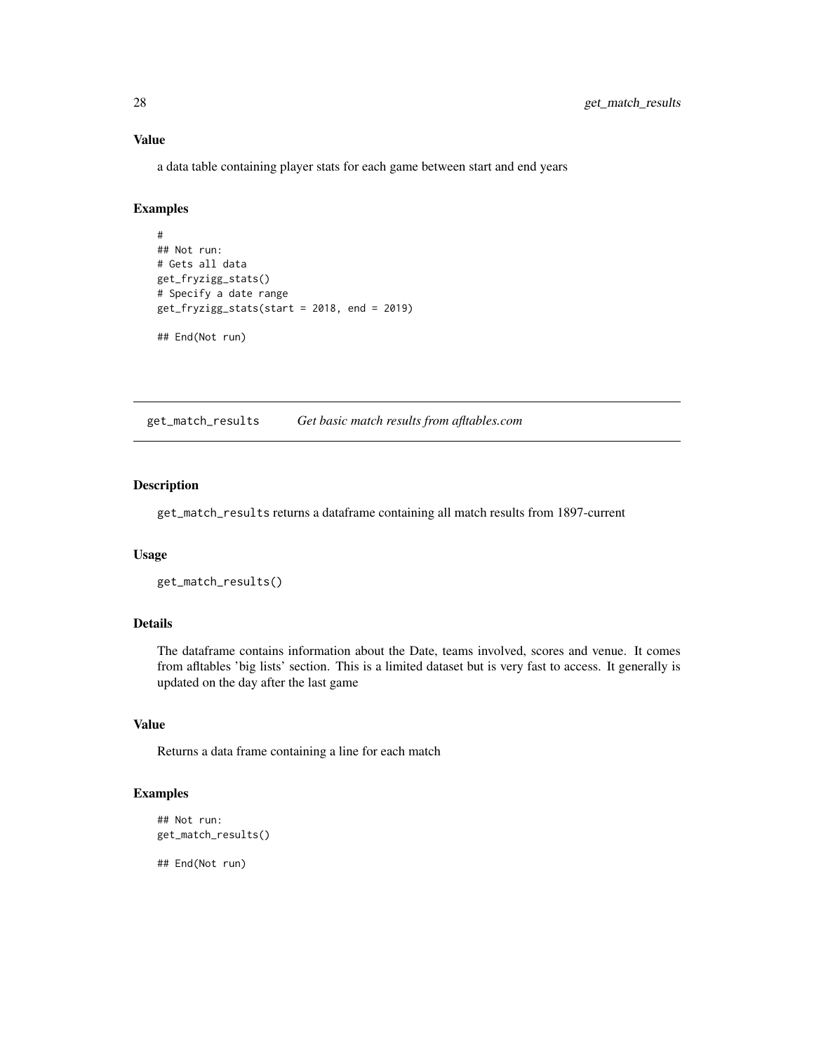### Value

a data table containing player stats for each game between start and end years

### Examples

```
#
## Not run:
# Gets all data
get_fryzigg_stats()
# Specify a date range
get_fryzigg_stats(start = 2018, end = 2019)

## End(Not run)
```

---

## get_match_results *Get basic match results from afltables.com*

---

### Description

get_match_results returns a dataframe containing all match results from 1897-current

### Usage

```
get_match_results()
```

### Details

The dataframe contains information about the Date, teams involved, scores and venue. It comes from afltables 'big lists' section. This is a limited dataset but is very fast to access. It generally is updated on the day after the last game

### Value

Returns a data frame containing a line for each match

### Examples

```
## Not run:
get_match_results()

## End(Not run)
```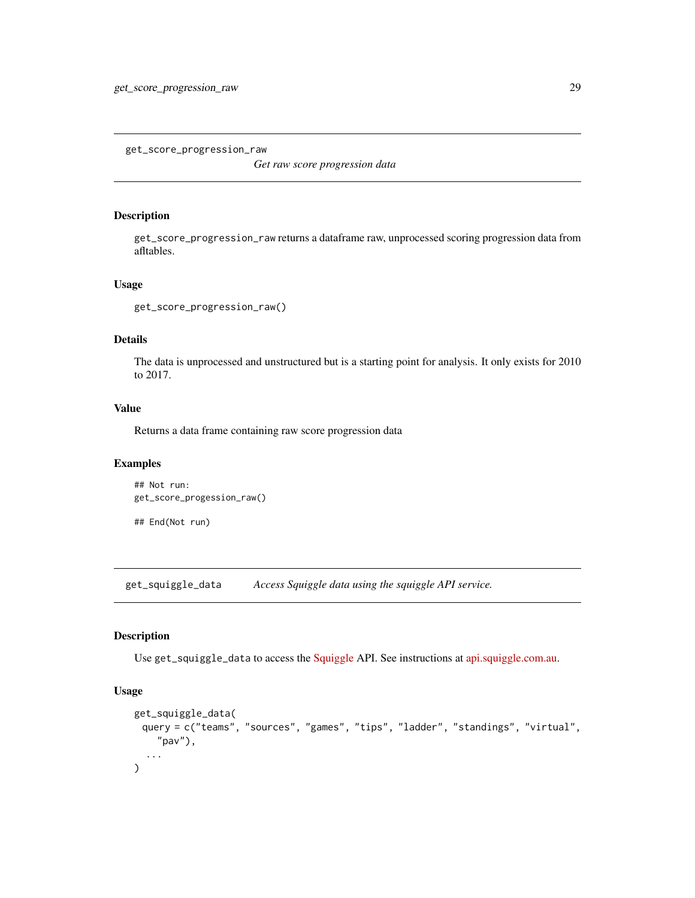## get_score_progression_raw

*Get raw score progression data*

### Description

`get_score_progression_raw` returns a dataframe raw, unprocessed scoring progression data from afltables.

### Usage

```
get_score_progression_raw()
```

### Details

The data is unprocessed and unstructured but is a starting point for analysis. It only exists for 2010 to 2017.

### Value

Returns a data frame containing raw score progression data

### Examples

```
## Not run:
get_score_progession_raw()

## End(Not run)
```

## get_squiggle_data

*Access Squiggle data using the squiggle API service.*

### Description

Use `get_squiggle_data` to access the Squiggle API. See instructions at api.squiggle.com.au.

### Usage

```
get_squiggle_data(
  query = c("teams", "sources", "games", "tips", "ladder", "standings", "virtual",
    "pav"),
  ...
)
```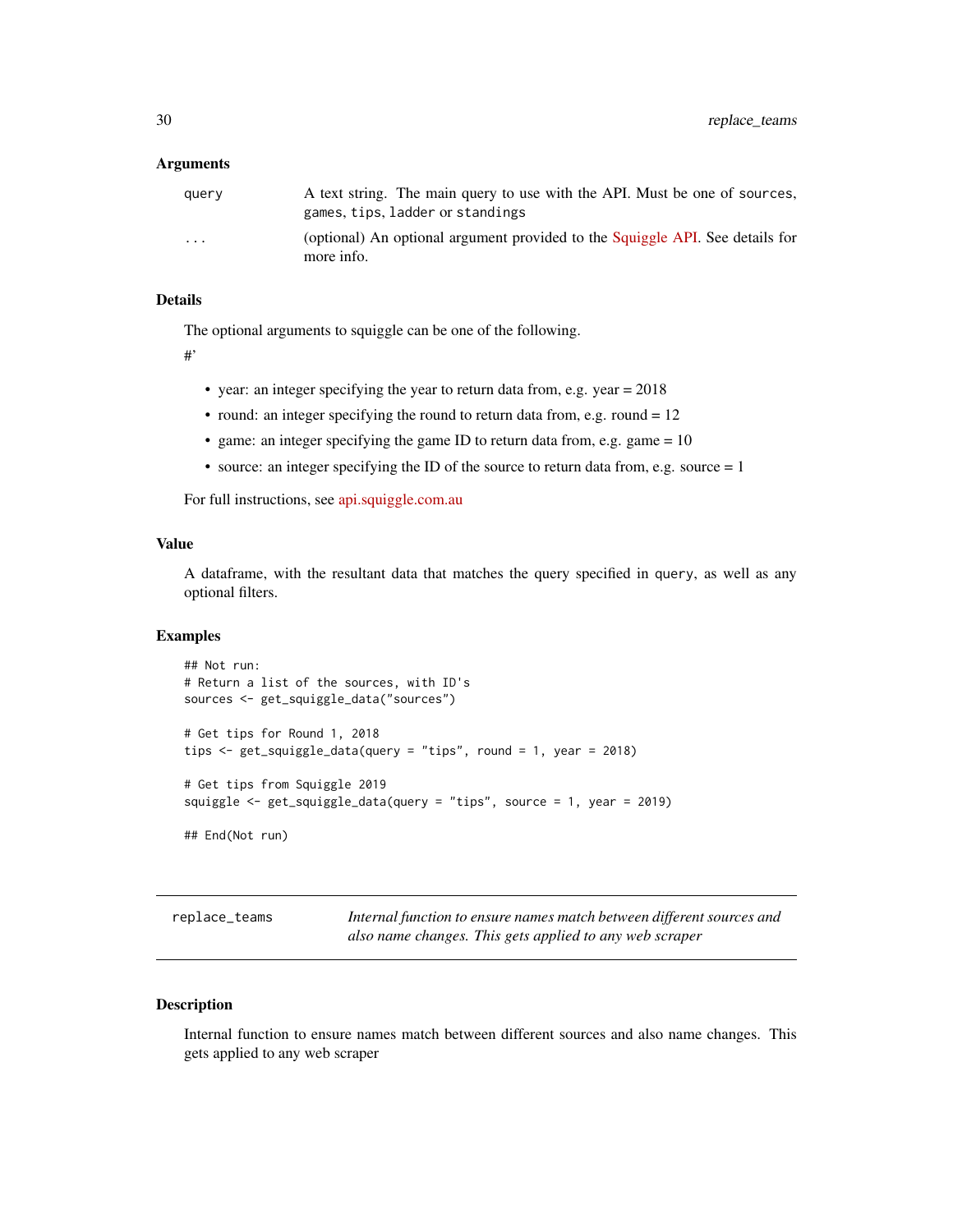### Arguments

| | |
|---|---|
| query | A text string. The main query to use with the API. Must be one of sources, games, tips, ladder or standings |
| ... | (optional) An optional argument provided to the Squiggle API. See details for more info. |

### Details

The optional arguments to squiggle can be one of the following.

#'

- year: an integer specifying the year to return data from, e.g. year = 2018
- round: an integer specifying the round to return data from, e.g. round = 12
- game: an integer specifying the game ID to return data from, e.g. game = 10
- source: an integer specifying the ID of the source to return data from, e.g. source = 1

For full instructions, see api.squiggle.com.au

### Value

A dataframe, with the resultant data that matches the query specified in query, as well as any optional filters.

### Examples

```
## Not run:
# Return a list of the sources, with ID's
sources <- get_squiggle_data("sources")

# Get tips for Round 1, 2018
tips <- get_squiggle_data(query = "tips", round = 1, year = 2018)

# Get tips from Squiggle 2019
squiggle <- get_squiggle_data(query = "tips", source = 1, year = 2019)

## End(Not run)
```

---

## replace_teams

*Internal function to ensure names match between different sources and also name changes. This gets applied to any web scraper*

---

### Description

Internal function to ensure names match between different sources and also name changes. This gets applied to any web scraper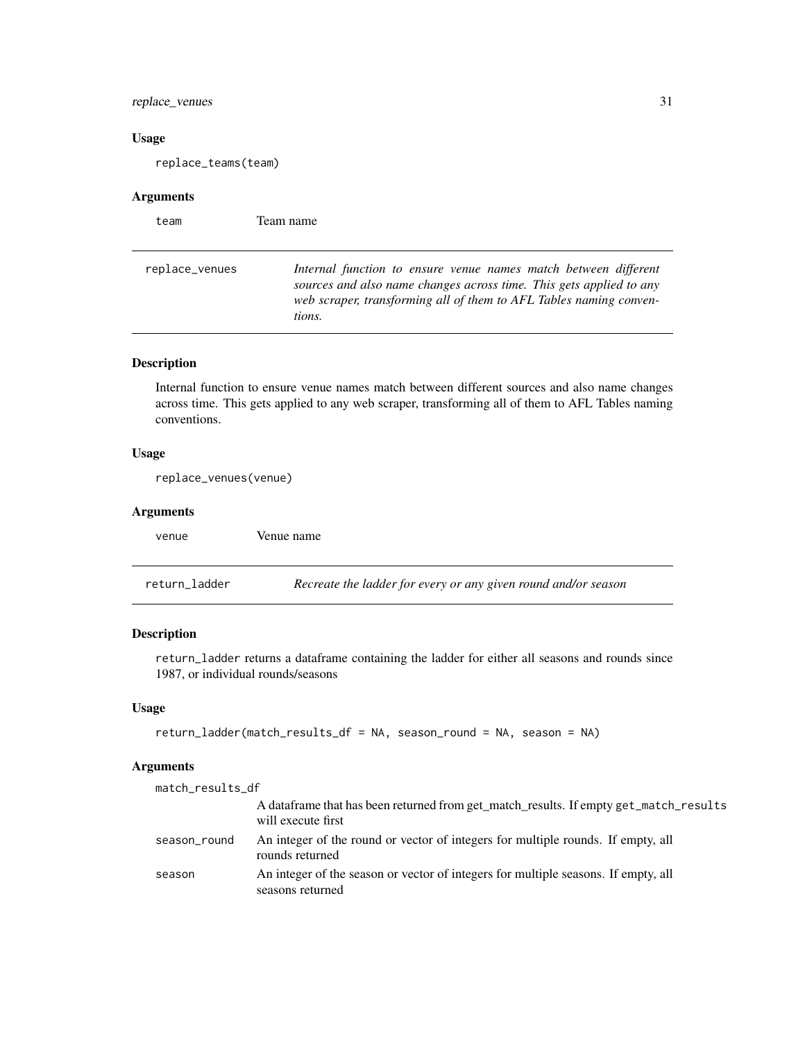### Usage

```
replace_teams(team)
```

### Arguments

| | |
|---|---|
| team | Team name |

---

## replace_venues — *Internal function to ensure venue names match between different sources and also name changes across time. This gets applied to any web scraper, transforming all of them to AFL Tables naming conventions.*

### Description

Internal function to ensure venue names match between different sources and also name changes across time. This gets applied to any web scraper, transforming all of them to AFL Tables naming conventions.

### Usage

```
replace_venues(venue)
```

### Arguments

| | |
|---|---|
| venue | Venue name |

---

## return_ladder — *Recreate the ladder for every or any given round and/or season*

### Description

return_ladder returns a dataframe containing the ladder for either all seasons and rounds since 1987, or individual rounds/seasons

### Usage

```
return_ladder(match_results_df = NA, season_round = NA, season = NA)
```

### Arguments

| | |
|---|---|
| match_results_df | A dataframe that has been returned from get_match_results. If empty get_match_results will execute first |
| season_round | An integer of the round or vector of integers for multiple rounds. If empty, all rounds returned |
| season | An integer of the season or vector of integers for multiple seasons. If empty, all seasons returned |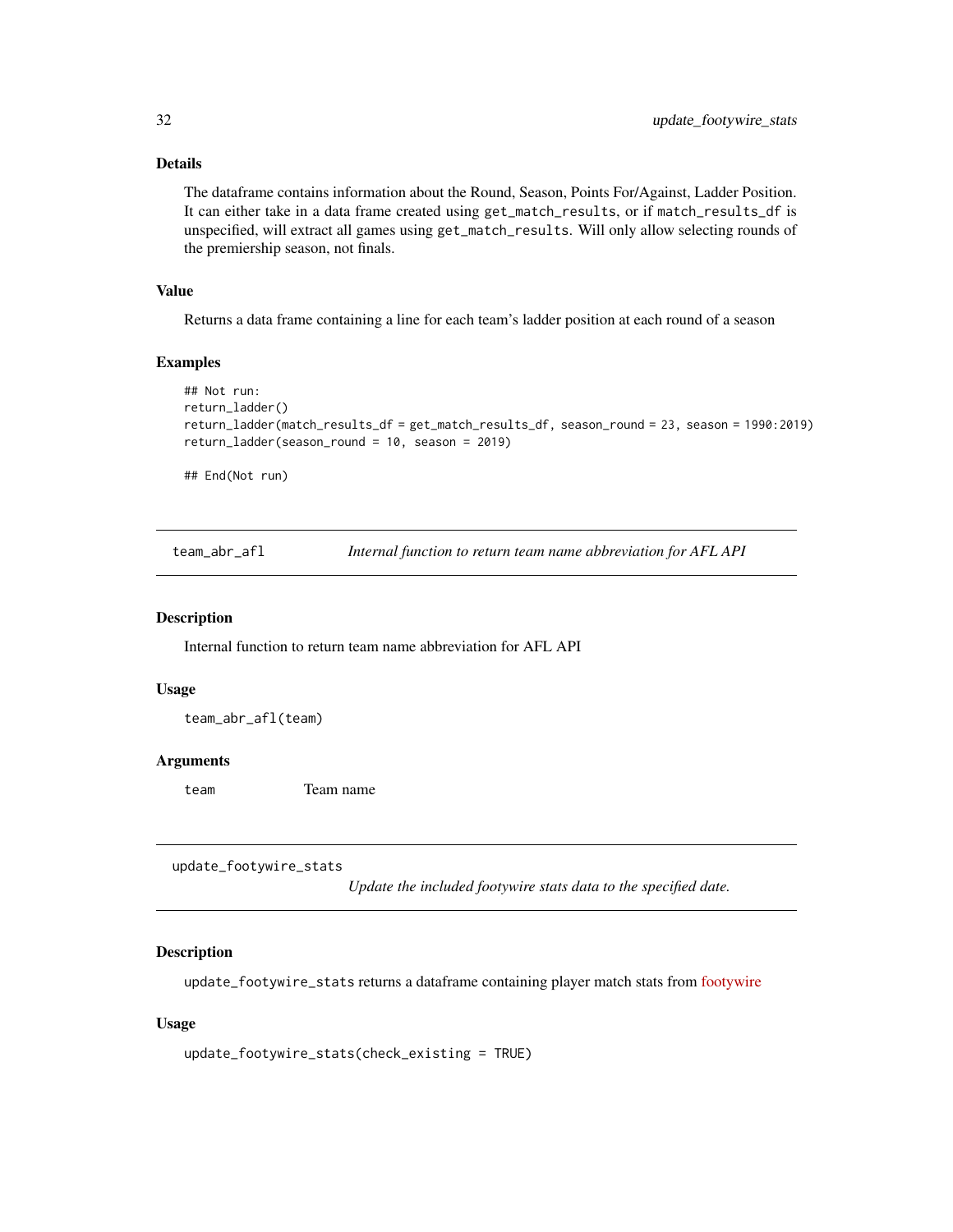### Details

The dataframe contains information about the Round, Season, Points For/Against, Ladder Position. It can either take in a data frame created using `get_match_results`, or if `match_results_df` is unspecified, will extract all games using `get_match_results`. Will only allow selecting rounds of the premiership season, not finals.

### Value

Returns a data frame containing a line for each team's ladder position at each round of a season

### Examples

```
## Not run:
return_ladder()
return_ladder(match_results_df = get_match_results_df, season_round = 23, season = 1990:2019)
return_ladder(season_round = 10, season = 2019)

## End(Not run)
```

---

## team_abr_afl — *Internal function to return team name abbreviation for AFL API*

### Description

Internal function to return team name abbreviation for AFL API

### Usage

```
team_abr_afl(team)
```

### Arguments

| | |
|---|---|
| team | Team name |

---

## update_footywire_stats — *Update the included footywire stats data to the specified date.*

### Description

`update_footywire_stats` returns a dataframe containing player match stats from footywire

### Usage

```
update_footywire_stats(check_existing = TRUE)
```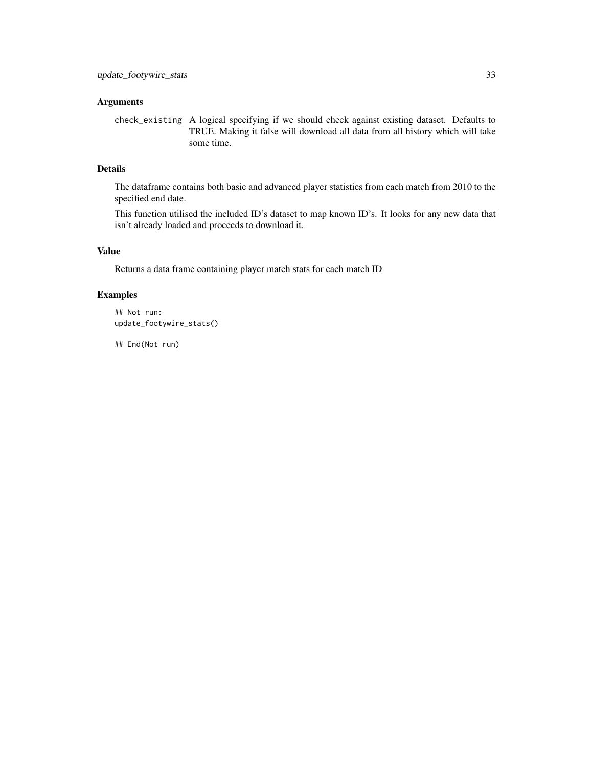### Arguments

check_existing A logical specifying if we should check against existing dataset. Defaults to TRUE. Making it false will download all data from all history which will take some time.

### Details

The dataframe contains both basic and advanced player statistics from each match from 2010 to the specified end date.

This function utilised the included ID's dataset to map known ID's. It looks for any new data that isn't already loaded and proceeds to download it.

### Value

Returns a data frame containing player match stats for each match ID

### Examples

```
## Not run:
update_footywire_stats()

## End(Not run)
```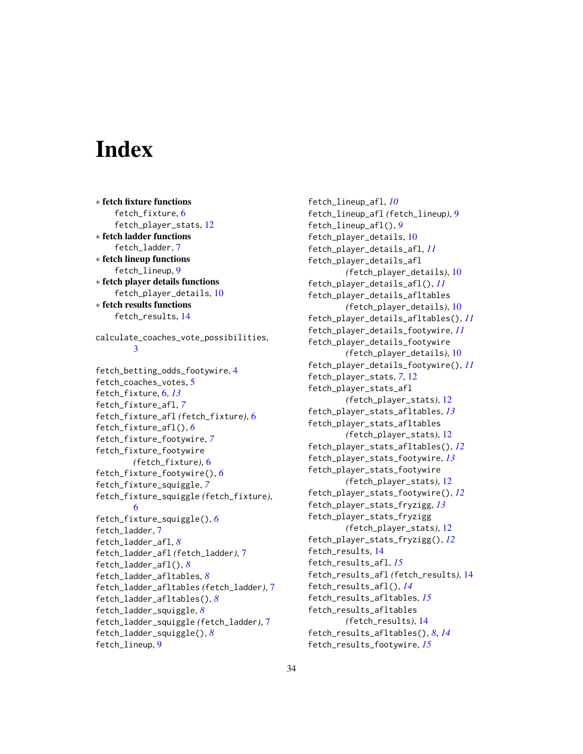# Index

∗ **fetch fixture functions**
  fetch_fixture, 6
  fetch_player_stats, 12

∗ **fetch ladder functions**
  fetch_ladder, 7

∗ **fetch lineup functions**
  fetch_lineup, 9

∗ **fetch player details functions**
  fetch_player_details, 10

∗ **fetch results functions**
  fetch_results, 14

calculate_coaches_vote_possibilities, 3

fetch_betting_odds_footywire, 4
fetch_coaches_votes, 5
fetch_fixture, 6, *13*
fetch_fixture_afl, *7*
fetch_fixture_afl *(*fetch_fixture*)*, 6
fetch_fixture_afl(), *6*
fetch_fixture_footywire, *7*
fetch_fixture_footywire *(*fetch_fixture*)*, 6
fetch_fixture_footywire(), *6*
fetch_fixture_squiggle, *7*
fetch_fixture_squiggle *(*fetch_fixture*)*, 6
fetch_fixture_squiggle(), *6*
fetch_ladder, 7
fetch_ladder_afl, *8*
fetch_ladder_afl *(*fetch_ladder*)*, 7
fetch_ladder_afl(), *8*
fetch_ladder_afltables, *8*
fetch_ladder_afltables *(*fetch_ladder*)*, 7
fetch_ladder_afltables(), *8*
fetch_ladder_squiggle, *8*
fetch_ladder_squiggle *(*fetch_ladder*)*, 7
fetch_ladder_squiggle(), *8*
fetch_lineup, 9
fetch_lineup_afl, *10*
fetch_lineup_afl *(*fetch_lineup*)*, 9
fetch_lineup_afl(), *9*
fetch_player_details, 10
fetch_player_details_afl, *11*
fetch_player_details_afl *(*fetch_player_details*)*, 10
fetch_player_details_afl(), *11*
fetch_player_details_afltables *(*fetch_player_details*)*, 10
fetch_player_details_afltables(), *11*
fetch_player_details_footywire, *11*
fetch_player_details_footywire *(*fetch_player_details*)*, 10
fetch_player_details_footywire(), *11*
fetch_player_stats, *7*, 12
fetch_player_stats_afl *(*fetch_player_stats*)*, 12
fetch_player_stats_afltables, *13*
fetch_player_stats_afltables *(*fetch_player_stats*)*, 12
fetch_player_stats_afltables(), *12*
fetch_player_stats_footywire, *13*
fetch_player_stats_footywire *(*fetch_player_stats*)*, 12
fetch_player_stats_footywire(), *12*
fetch_player_stats_fryzigg, *13*
fetch_player_stats_fryzigg *(*fetch_player_stats*)*, 12
fetch_player_stats_fryzigg(), *12*
fetch_results, 14
fetch_results_afl, *15*
fetch_results_afl *(*fetch_results*)*, 14
fetch_results_afl(), *14*
fetch_results_afltables, *15*
fetch_results_afltables *(*fetch_results*)*, 14
fetch_results_afltables(), *8*, *14*
fetch_results_footywire, *15*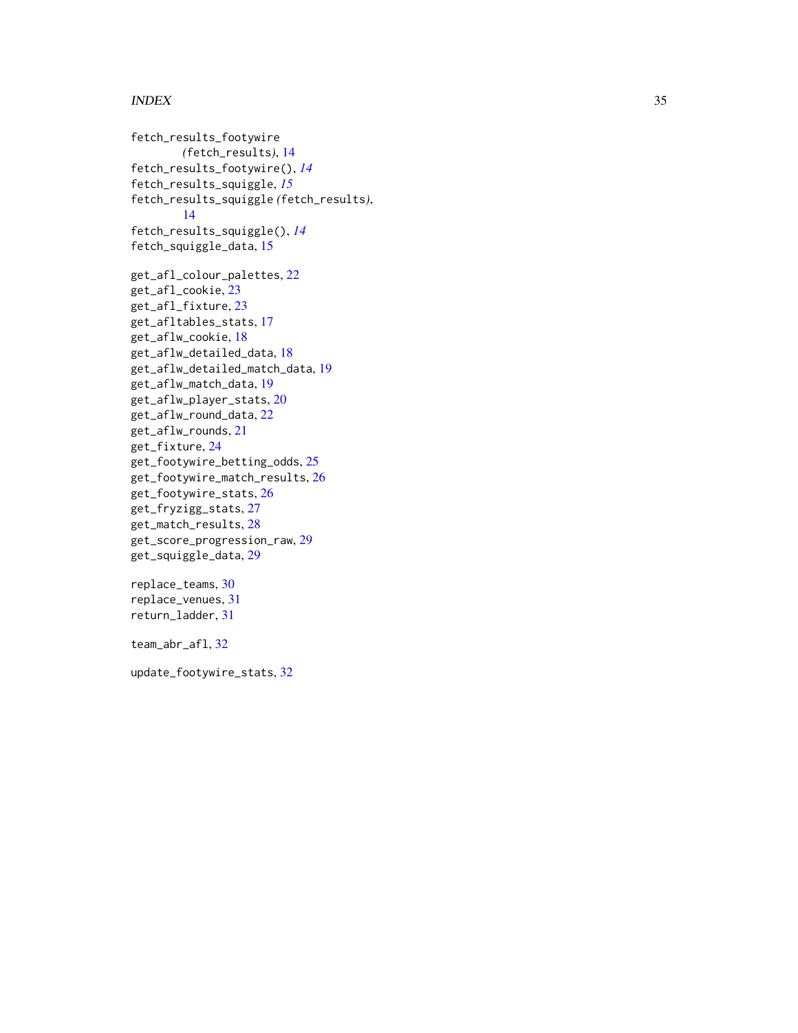fetch_results_footywire (fetch_results), 14
fetch_results_footywire(), *14*
fetch_results_squiggle, *15*
fetch_results_squiggle (fetch_results), 14
fetch_results_squiggle(), *14*
fetch_squiggle_data, 15

get_afl_colour_palettes, 22
get_afl_cookie, 23
get_afl_fixture, 23
get_afltables_stats, 17
get_aflw_cookie, 18
get_aflw_detailed_data, 18
get_aflw_detailed_match_data, 19
get_aflw_match_data, 19
get_aflw_player_stats, 20
get_aflw_round_data, 22
get_aflw_rounds, 21
get_fixture, 24
get_footywire_betting_odds, 25
get_footywire_match_results, 26
get_footywire_stats, 26
get_fryzigg_stats, 27
get_match_results, 28
get_score_progression_raw, 29
get_squiggle_data, 29

replace_teams, 30
replace_venues, 31
return_ladder, 31

team_abr_afl, 32

update_footywire_stats, 32